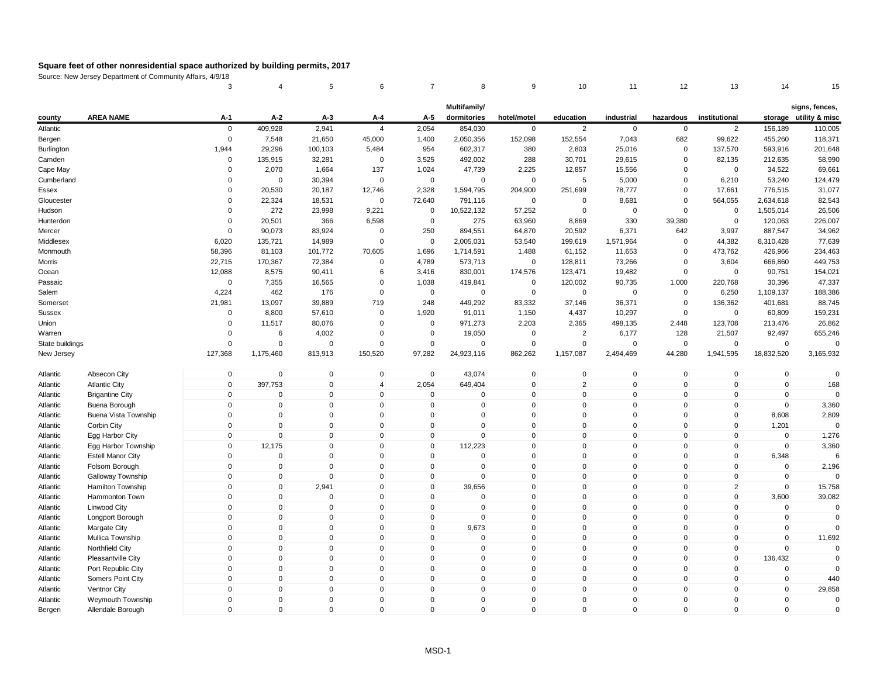# Square feet of other nonresidential space authorized by building permits, 2017

Source: New Jersey Department of Community Affairs, 4/9/18

| | | 3 | 4 | 5 | 6 | 7 | 8 | 9 | 10 | 11 | 12 | 13 | 14 | 15 |
|---|---|---|---|---|---|---|---|---|---|---|---|---|---|---|
| county | AREA NAME | A-1 | A-2 | A-3 | A-4 | A-5 | Multifamily/ dormitories | hotel/motel | education | industrial | hazardous | institutional | storage | signs, fences, utility & misc |
| Atlantic | | 0 | 409,928 | 2,941 | 4 | 2,054 | 854,030 | 0 | 2 | 0 | 0 | 2 | 156,189 | 110,005 |
| Bergen | | 0 | 7,548 | 21,650 | 45,000 | 1,400 | 2,050,356 | 152,098 | 152,554 | 7,043 | 682 | 99,622 | 455,260 | 118,371 |
| Burlington | | 1,944 | 29,296 | 100,103 | 5,484 | 954 | 602,317 | 380 | 2,803 | 25,016 | 0 | 137,570 | 593,916 | 201,648 |
| Camden | | 0 | 135,915 | 32,281 | 0 | 3,525 | 492,002 | 288 | 30,701 | 29,615 | 0 | 82,135 | 212,635 | 58,990 |
| Cape May | | 0 | 2,070 | 1,664 | 137 | 1,024 | 47,739 | 2,225 | 12,857 | 15,556 | 0 | 0 | 34,522 | 69,661 |
| Cumberland | | 0 | 0 | 30,394 | 0 | 0 | 0 | 0 | 5 | 5,000 | 0 | 6,210 | 53,240 | 124,479 |
| Essex | | 0 | 20,530 | 20,187 | 12,746 | 2,328 | 1,594,795 | 204,900 | 251,699 | 78,777 | 0 | 17,661 | 776,515 | 31,077 |
| Gloucester | | 0 | 22,324 | 18,531 | 0 | 72,640 | 791,116 | 0 | 0 | 8,681 | 0 | 564,055 | 2,634,618 | 82,543 |
| Hudson | | 0 | 272 | 23,998 | 9,221 | 0 | 10,522,132 | 57,252 | 0 | 0 | 0 | 0 | 1,505,014 | 26,506 |
| Hunterdon | | 0 | 20,501 | 366 | 6,598 | 0 | 275 | 63,960 | 8,869 | 330 | 39,380 | 0 | 120,063 | 226,007 |
| Mercer | | 0 | 90,073 | 83,924 | 0 | 250 | 894,551 | 64,870 | 20,592 | 6,371 | 642 | 3,997 | 887,547 | 34,962 |
| Middlesex | | 6,020 | 135,721 | 14,989 | 0 | 0 | 2,005,031 | 53,540 | 199,619 | 1,571,964 | 0 | 44,382 | 8,310,428 | 77,639 |
| Monmouth | | 58,396 | 81,103 | 101,772 | 70,605 | 1,696 | 1,714,591 | 1,488 | 61,152 | 11,653 | 0 | 473,762 | 426,966 | 234,463 |
| Morris | | 22,715 | 170,367 | 72,384 | 0 | 4,789 | 573,713 | 0 | 128,811 | 73,266 | 0 | 3,604 | 666,860 | 449,753 |
| Ocean | | 12,088 | 8,575 | 90,411 | 6 | 3,416 | 830,001 | 174,576 | 123,471 | 19,482 | 0 | 0 | 90,751 | 154,021 |
| Passaic | | 0 | 7,355 | 16,565 | 0 | 1,038 | 419,841 | 0 | 120,002 | 90,735 | 1,000 | 220,768 | 30,396 | 47,337 |
| Salem | | 4,224 | 462 | 176 | 0 | 0 | 0 | 0 | 0 | 0 | 0 | 6,250 | 1,109,137 | 188,386 |
| Somerset | | 21,981 | 13,097 | 39,889 | 719 | 248 | 449,292 | 83,332 | 37,146 | 36,371 | 0 | 136,362 | 401,681 | 88,745 |
| Sussex | | 0 | 8,800 | 57,610 | 0 | 1,920 | 91,011 | 1,150 | 4,437 | 10,297 | 0 | 0 | 60,809 | 159,231 |
| Union | | 0 | 11,517 | 80,076 | 0 | 0 | 971,273 | 2,203 | 2,365 | 498,135 | 2,448 | 123,708 | 213,476 | 26,862 |
| Warren | | 0 | 6 | 4,002 | 0 | 0 | 19,050 | 0 | 2 | 6,177 | 128 | 21,507 | 92,497 | 655,246 |
| State buildings | | 0 | 0 | 0 | 0 | 0 | 0 | 0 | 0 | 0 | 0 | 0 | 0 | 0 |
| New Jersey | | 127,368 | 1,175,460 | 813,913 | 150,520 | 97,282 | 24,923,116 | 862,262 | 1,157,087 | 2,494,469 | 44,280 | 1,941,595 | 18,832,520 | 3,165,932 |
| Atlantic | Absecon City | 0 | 0 | 0 | 0 | 0 | 43,074 | 0 | 0 | 0 | 0 | 0 | 0 | 0 |
| Atlantic | Atlantic City | 0 | 397,753 | 0 | 4 | 2,054 | 649,404 | 0 | 2 | 0 | 0 | 0 | 0 | 168 |
| Atlantic | Brigantine City | 0 | 0 | 0 | 0 | 0 | 0 | 0 | 0 | 0 | 0 | 0 | 0 | 0 |
| Atlantic | Buena Borough | 0 | 0 | 0 | 0 | 0 | 0 | 0 | 0 | 0 | 0 | 0 | 0 | 3,360 |
| Atlantic | Buena Vista Township | 0 | 0 | 0 | 0 | 0 | 0 | 0 | 0 | 0 | 0 | 0 | 8,608 | 2,809 |
| Atlantic | Corbin City | 0 | 0 | 0 | 0 | 0 | 0 | 0 | 0 | 0 | 0 | 0 | 1,201 | 0 |
| Atlantic | Egg Harbor City | 0 | 0 | 0 | 0 | 0 | 0 | 0 | 0 | 0 | 0 | 0 | 0 | 1,276 |
| Atlantic | Egg Harbor Township | 0 | 12,175 | 0 | 0 | 0 | 112,223 | 0 | 0 | 0 | 0 | 0 | 0 | 3,360 |
| Atlantic | Estell Manor City | 0 | 0 | 0 | 0 | 0 | 0 | 0 | 0 | 0 | 0 | 0 | 6,348 | 6 |
| Atlantic | Folsom Borough | 0 | 0 | 0 | 0 | 0 | 0 | 0 | 0 | 0 | 0 | 0 | 0 | 2,196 |
| Atlantic | Galloway Township | 0 | 0 | 0 | 0 | 0 | 0 | 0 | 0 | 0 | 0 | 0 | 0 | 0 |
| Atlantic | Hamilton Township | 0 | 0 | 2,941 | 0 | 0 | 39,656 | 0 | 0 | 0 | 0 | 2 | 0 | 15,758 |
| Atlantic | Hammonton Town | 0 | 0 | 0 | 0 | 0 | 0 | 0 | 0 | 0 | 0 | 0 | 3,600 | 39,082 |
| Atlantic | Linwood City | 0 | 0 | 0 | 0 | 0 | 0 | 0 | 0 | 0 | 0 | 0 | 0 | 0 |
| Atlantic | Longport Borough | 0 | 0 | 0 | 0 | 0 | 0 | 0 | 0 | 0 | 0 | 0 | 0 | 0 |
| Atlantic | Margate City | 0 | 0 | 0 | 0 | 0 | 9,673 | 0 | 0 | 0 | 0 | 0 | 0 | 0 |
| Atlantic | Mullica Township | 0 | 0 | 0 | 0 | 0 | 0 | 0 | 0 | 0 | 0 | 0 | 0 | 11,692 |
| Atlantic | Northfield City | 0 | 0 | 0 | 0 | 0 | 0 | 0 | 0 | 0 | 0 | 0 | 0 | 0 |
| Atlantic | Pleasantville City | 0 | 0 | 0 | 0 | 0 | 0 | 0 | 0 | 0 | 0 | 0 | 136,432 | 0 |
| Atlantic | Port Republic City | 0 | 0 | 0 | 0 | 0 | 0 | 0 | 0 | 0 | 0 | 0 | 0 | 0 |
| Atlantic | Somers Point City | 0 | 0 | 0 | 0 | 0 | 0 | 0 | 0 | 0 | 0 | 0 | 0 | 440 |
| Atlantic | Ventnor City | 0 | 0 | 0 | 0 | 0 | 0 | 0 | 0 | 0 | 0 | 0 | 0 | 29,858 |
| Atlantic | Weymouth Township | 0 | 0 | 0 | 0 | 0 | 0 | 0 | 0 | 0 | 0 | 0 | 0 | 0 |
| Bergen | Allendale Borough | 0 | 0 | 0 | 0 | 0 | 0 | 0 | 0 | 0 | 0 | 0 | 0 | 0 |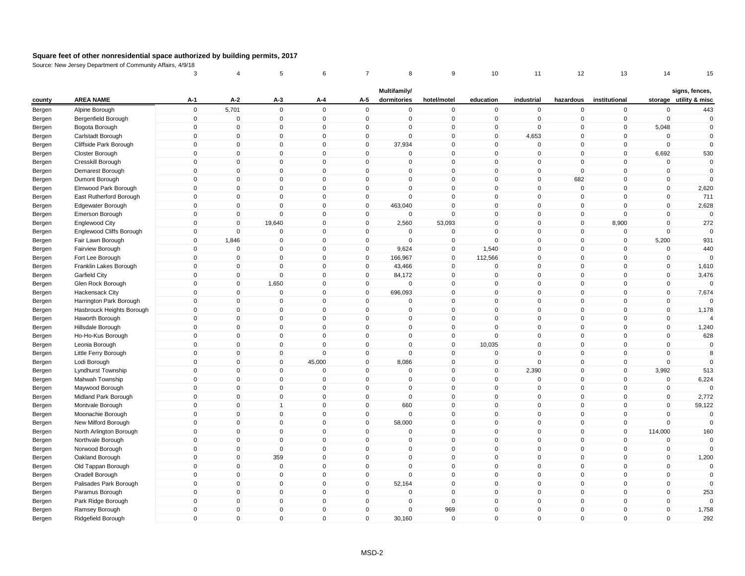# Square feet of other nonresidential space authorized by building permits, 2017

Source: New Jersey Department of Community Affairs, 4/9/18

| | | 3 | 4 | 5 | 6 | 7 | 8 | 9 | 10 | 11 | 12 | 13 | 14 | 15 |
|---|---|---|---|---|---|---|---|---|---|---|---|---|---|---|
| county | AREA NAME | A-1 | A-2 | A-3 | A-4 | A-5 | Multifamily/ dormitories | hotel/motel | education | industrial | hazardous | institutional | storage | signs, fences, utility & misc |
| Bergen | Alpine Borough | 0 | 5,701 | 0 | 0 | 0 | 0 | 0 | 0 | 0 | 0 | 0 | 0 | 443 |
| Bergen | Bergenfield Borough | 0 | 0 | 0 | 0 | 0 | 0 | 0 | 0 | 0 | 0 | 0 | 0 | 0 |
| Bergen | Bogota Borough | 0 | 0 | 0 | 0 | 0 | 0 | 0 | 0 | 0 | 0 | 0 | 5,048 | 0 |
| Bergen | Carlstadt Borough | 0 | 0 | 0 | 0 | 0 | 0 | 0 | 0 | 4,653 | 0 | 0 | 0 | 0 |
| Bergen | Cliffside Park Borough | 0 | 0 | 0 | 0 | 0 | 37,934 | 0 | 0 | 0 | 0 | 0 | 0 | 0 |
| Bergen | Closter Borough | 0 | 0 | 0 | 0 | 0 | 0 | 0 | 0 | 0 | 0 | 0 | 6,692 | 530 |
| Bergen | Cresskill Borough | 0 | 0 | 0 | 0 | 0 | 0 | 0 | 0 | 0 | 0 | 0 | 0 | 0 |
| Bergen | Demarest Borough | 0 | 0 | 0 | 0 | 0 | 0 | 0 | 0 | 0 | 0 | 0 | 0 | 0 |
| Bergen | Dumont Borough | 0 | 0 | 0 | 0 | 0 | 0 | 0 | 0 | 0 | 682 | 0 | 0 | 0 |
| Bergen | Elmwood Park Borough | 0 | 0 | 0 | 0 | 0 | 0 | 0 | 0 | 0 | 0 | 0 | 0 | 2,620 |
| Bergen | East Rutherford Borough | 0 | 0 | 0 | 0 | 0 | 0 | 0 | 0 | 0 | 0 | 0 | 0 | 711 |
| Bergen | Edgewater Borough | 0 | 0 | 0 | 0 | 0 | 463,040 | 0 | 0 | 0 | 0 | 0 | 0 | 2,628 |
| Bergen | Emerson Borough | 0 | 0 | 0 | 0 | 0 | 0 | 0 | 0 | 0 | 0 | 0 | 0 | 0 |
| Bergen | Englewood City | 0 | 0 | 19,640 | 0 | 0 | 2,560 | 53,093 | 0 | 0 | 0 | 8,900 | 0 | 272 |
| Bergen | Englewood Cliffs Borough | 0 | 0 | 0 | 0 | 0 | 0 | 0 | 0 | 0 | 0 | 0 | 0 | 0 |
| Bergen | Fair Lawn Borough | 0 | 1,846 | 0 | 0 | 0 | 0 | 0 | 0 | 0 | 0 | 0 | 5,200 | 931 |
| Bergen | Fairview Borough | 0 | 0 | 0 | 0 | 0 | 9,624 | 0 | 1,540 | 0 | 0 | 0 | 0 | 440 |
| Bergen | Fort Lee Borough | 0 | 0 | 0 | 0 | 0 | 166,967 | 0 | 112,566 | 0 | 0 | 0 | 0 | 0 |
| Bergen | Franklin Lakes Borough | 0 | 0 | 0 | 0 | 0 | 43,466 | 0 | 0 | 0 | 0 | 0 | 0 | 1,610 |
| Bergen | Garfield City | 0 | 0 | 0 | 0 | 0 | 84,172 | 0 | 0 | 0 | 0 | 0 | 0 | 3,476 |
| Bergen | Glen Rock Borough | 0 | 0 | 1,650 | 0 | 0 | 0 | 0 | 0 | 0 | 0 | 0 | 0 | 0 |
| Bergen | Hackensack City | 0 | 0 | 0 | 0 | 0 | 696,093 | 0 | 0 | 0 | 0 | 0 | 0 | 7,674 |
| Bergen | Harrington Park Borough | 0 | 0 | 0 | 0 | 0 | 0 | 0 | 0 | 0 | 0 | 0 | 0 | 0 |
| Bergen | Hasbrouck Heights Borough | 0 | 0 | 0 | 0 | 0 | 0 | 0 | 0 | 0 | 0 | 0 | 0 | 1,178 |
| Bergen | Haworth Borough | 0 | 0 | 0 | 0 | 0 | 0 | 0 | 0 | 0 | 0 | 0 | 0 | 4 |
| Bergen | Hillsdale Borough | 0 | 0 | 0 | 0 | 0 | 0 | 0 | 0 | 0 | 0 | 0 | 0 | 1,240 |
| Bergen | Ho-Ho-Kus Borough | 0 | 0 | 0 | 0 | 0 | 0 | 0 | 0 | 0 | 0 | 0 | 0 | 628 |
| Bergen | Leonia Borough | 0 | 0 | 0 | 0 | 0 | 0 | 0 | 10,035 | 0 | 0 | 0 | 0 | 0 |
| Bergen | Little Ferry Borough | 0 | 0 | 0 | 0 | 0 | 0 | 0 | 0 | 0 | 0 | 0 | 0 | 8 |
| Bergen | Lodi Borough | 0 | 0 | 0 | 45,000 | 0 | 8,086 | 0 | 0 | 0 | 0 | 0 | 0 | 0 |
| Bergen | Lyndhurst Township | 0 | 0 | 0 | 0 | 0 | 0 | 0 | 0 | 2,390 | 0 | 0 | 3,992 | 513 |
| Bergen | Mahwah Township | 0 | 0 | 0 | 0 | 0 | 0 | 0 | 0 | 0 | 0 | 0 | 0 | 6,224 |
| Bergen | Maywood Borough | 0 | 0 | 0 | 0 | 0 | 0 | 0 | 0 | 0 | 0 | 0 | 0 | 0 |
| Bergen | Midland Park Borough | 0 | 0 | 0 | 0 | 0 | 0 | 0 | 0 | 0 | 0 | 0 | 0 | 2,772 |
| Bergen | Montvale Borough | 0 | 0 | 1 | 0 | 0 | 660 | 0 | 0 | 0 | 0 | 0 | 0 | 59,122 |
| Bergen | Moonachie Borough | 0 | 0 | 0 | 0 | 0 | 0 | 0 | 0 | 0 | 0 | 0 | 0 | 0 |
| Bergen | New Milford Borough | 0 | 0 | 0 | 0 | 0 | 58,000 | 0 | 0 | 0 | 0 | 0 | 0 | 0 |
| Bergen | North Arlington Borough | 0 | 0 | 0 | 0 | 0 | 0 | 0 | 0 | 0 | 0 | 0 | 114,000 | 160 |
| Bergen | Northvale Borough | 0 | 0 | 0 | 0 | 0 | 0 | 0 | 0 | 0 | 0 | 0 | 0 | 0 |
| Bergen | Norwood Borough | 0 | 0 | 0 | 0 | 0 | 0 | 0 | 0 | 0 | 0 | 0 | 0 | 0 |
| Bergen | Oakland Borough | 0 | 0 | 359 | 0 | 0 | 0 | 0 | 0 | 0 | 0 | 0 | 0 | 1,200 |
| Bergen | Old Tappan Borough | 0 | 0 | 0 | 0 | 0 | 0 | 0 | 0 | 0 | 0 | 0 | 0 | 0 |
| Bergen | Oradell Borough | 0 | 0 | 0 | 0 | 0 | 0 | 0 | 0 | 0 | 0 | 0 | 0 | 0 |
| Bergen | Palisades Park Borough | 0 | 0 | 0 | 0 | 0 | 52,164 | 0 | 0 | 0 | 0 | 0 | 0 | 0 |
| Bergen | Paramus Borough | 0 | 0 | 0 | 0 | 0 | 0 | 0 | 0 | 0 | 0 | 0 | 0 | 253 |
| Bergen | Park Ridge Borough | 0 | 0 | 0 | 0 | 0 | 0 | 0 | 0 | 0 | 0 | 0 | 0 | 0 |
| Bergen | Ramsey Borough | 0 | 0 | 0 | 0 | 0 | 0 | 969 | 0 | 0 | 0 | 0 | 0 | 1,758 |
| Bergen | Ridgefield Borough | 0 | 0 | 0 | 0 | 0 | 30,160 | 0 | 0 | 0 | 0 | 0 | 0 | 292 |

MSD-2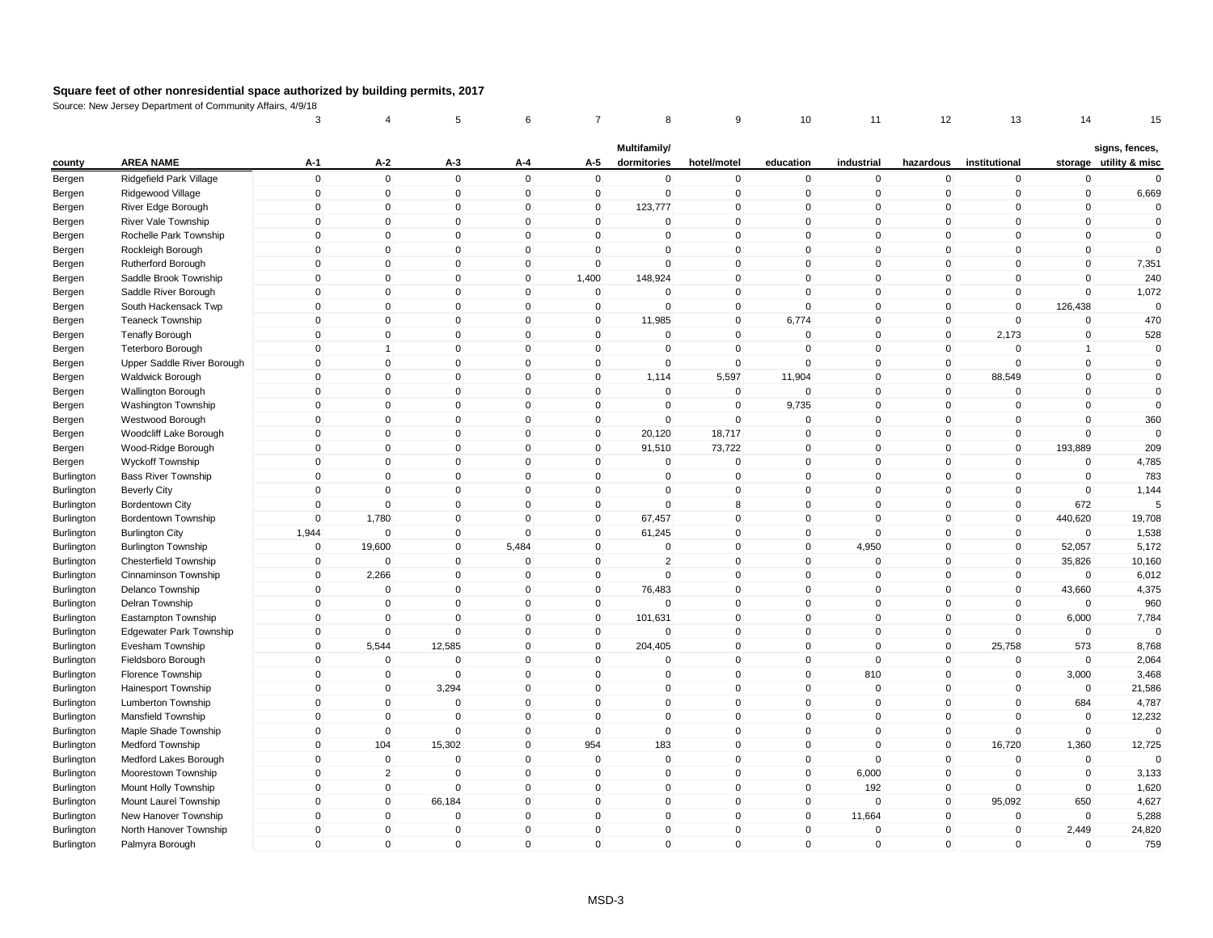## Square feet of other nonresidential space authorized by building permits, 2017

Source: New Jersey Department of Community Affairs, 4/9/18

| | | 3 | 4 | 5 | 6 | 7 | 8 | 9 | 10 | 11 | 12 | 13 | 14 | 15 |
|---|---|---|---|---|---|---|---|---|---|---|---|---|---|---|
| county | AREA NAME | A-1 | A-2 | A-3 | A-4 | A-5 | Multifamily/ dormitories | hotel/motel | education | industrial | hazardous | institutional | storage | signs, fences, utility & misc |
| Bergen | Ridgefield Park Village | 0 | 0 | 0 | 0 | 0 | 0 | 0 | 0 | 0 | 0 | 0 | 0 | 0 |
| Bergen | Ridgewood Village | 0 | 0 | 0 | 0 | 0 | 0 | 0 | 0 | 0 | 0 | 0 | 0 | 6,669 |
| Bergen | River Edge Borough | 0 | 0 | 0 | 0 | 0 | 123,777 | 0 | 0 | 0 | 0 | 0 | 0 | 0 |
| Bergen | River Vale Township | 0 | 0 | 0 | 0 | 0 | 0 | 0 | 0 | 0 | 0 | 0 | 0 | 0 |
| Bergen | Rochelle Park Township | 0 | 0 | 0 | 0 | 0 | 0 | 0 | 0 | 0 | 0 | 0 | 0 | 0 |
| Bergen | Rockleigh Borough | 0 | 0 | 0 | 0 | 0 | 0 | 0 | 0 | 0 | 0 | 0 | 0 | 0 |
| Bergen | Rutherford Borough | 0 | 0 | 0 | 0 | 0 | 0 | 0 | 0 | 0 | 0 | 0 | 0 | 7,351 |
| Bergen | Saddle Brook Township | 0 | 0 | 0 | 0 | 1,400 | 148,924 | 0 | 0 | 0 | 0 | 0 | 0 | 240 |
| Bergen | Saddle River Borough | 0 | 0 | 0 | 0 | 0 | 0 | 0 | 0 | 0 | 0 | 0 | 0 | 1,072 |
| Bergen | South Hackensack Twp | 0 | 0 | 0 | 0 | 0 | 0 | 0 | 0 | 0 | 0 | 0 | 126,438 | 0 |
| Bergen | Teaneck Township | 0 | 0 | 0 | 0 | 0 | 11,985 | 0 | 6,774 | 0 | 0 | 0 | 0 | 470 |
| Bergen | Tenafly Borough | 0 | 0 | 0 | 0 | 0 | 0 | 0 | 0 | 0 | 0 | 2,173 | 0 | 528 |
| Bergen | Teterboro Borough | 0 | 1 | 0 | 0 | 0 | 0 | 0 | 0 | 0 | 0 | 0 | 1 | 0 |
| Bergen | Upper Saddle River Borough | 0 | 0 | 0 | 0 | 0 | 0 | 0 | 0 | 0 | 0 | 0 | 0 | 0 |
| Bergen | Waldwick Borough | 0 | 0 | 0 | 0 | 0 | 1,114 | 5,597 | 11,904 | 0 | 0 | 88,549 | 0 | 0 |
| Bergen | Wallington Borough | 0 | 0 | 0 | 0 | 0 | 0 | 0 | 0 | 0 | 0 | 0 | 0 | 0 |
| Bergen | Washington Township | 0 | 0 | 0 | 0 | 0 | 0 | 0 | 9,735 | 0 | 0 | 0 | 0 | 0 |
| Bergen | Westwood Borough | 0 | 0 | 0 | 0 | 0 | 0 | 0 | 0 | 0 | 0 | 0 | 0 | 360 |
| Bergen | Woodcliff Lake Borough | 0 | 0 | 0 | 0 | 0 | 20,120 | 18,717 | 0 | 0 | 0 | 0 | 0 | 0 |
| Bergen | Wood-Ridge Borough | 0 | 0 | 0 | 0 | 0 | 91,510 | 73,722 | 0 | 0 | 0 | 0 | 193,889 | 209 |
| Bergen | Wyckoff Township | 0 | 0 | 0 | 0 | 0 | 0 | 0 | 0 | 0 | 0 | 0 | 0 | 4,785 |
| Burlington | Bass River Township | 0 | 0 | 0 | 0 | 0 | 0 | 0 | 0 | 0 | 0 | 0 | 0 | 783 |
| Burlington | Beverly City | 0 | 0 | 0 | 0 | 0 | 0 | 0 | 0 | 0 | 0 | 0 | 0 | 1,144 |
| Burlington | Bordentown City | 0 | 0 | 0 | 0 | 0 | 0 | 8 | 0 | 0 | 0 | 0 | 672 | 5 |
| Burlington | Bordentown Township | 0 | 1,780 | 0 | 0 | 0 | 67,457 | 0 | 0 | 0 | 0 | 0 | 440,620 | 19,708 |
| Burlington | Burlington City | 1,944 | 0 | 0 | 0 | 0 | 61,245 | 0 | 0 | 0 | 0 | 0 | 0 | 1,538 |
| Burlington | Burlington Township | 0 | 19,600 | 0 | 5,484 | 0 | 0 | 0 | 0 | 4,950 | 0 | 0 | 52,057 | 5,172 |
| Burlington | Chesterfield Township | 0 | 0 | 0 | 0 | 0 | 2 | 0 | 0 | 0 | 0 | 0 | 35,826 | 10,160 |
| Burlington | Cinnaminson Township | 0 | 2,266 | 0 | 0 | 0 | 0 | 0 | 0 | 0 | 0 | 0 | 0 | 6,012 |
| Burlington | Delanco Township | 0 | 0 | 0 | 0 | 0 | 76,483 | 0 | 0 | 0 | 0 | 0 | 43,660 | 4,375 |
| Burlington | Delran Township | 0 | 0 | 0 | 0 | 0 | 0 | 0 | 0 | 0 | 0 | 0 | 0 | 960 |
| Burlington | Eastampton Township | 0 | 0 | 0 | 0 | 0 | 101,631 | 0 | 0 | 0 | 0 | 0 | 6,000 | 7,784 |
| Burlington | Edgewater Park Township | 0 | 0 | 0 | 0 | 0 | 0 | 0 | 0 | 0 | 0 | 0 | 0 | 0 |
| Burlington | Evesham Township | 0 | 5,544 | 12,585 | 0 | 0 | 204,405 | 0 | 0 | 0 | 0 | 25,758 | 573 | 8,768 |
| Burlington | Fieldsboro Borough | 0 | 0 | 0 | 0 | 0 | 0 | 0 | 0 | 0 | 0 | 0 | 0 | 2,064 |
| Burlington | Florence Township | 0 | 0 | 0 | 0 | 0 | 0 | 0 | 0 | 810 | 0 | 0 | 3,000 | 3,468 |
| Burlington | Hainesport Township | 0 | 0 | 3,294 | 0 | 0 | 0 | 0 | 0 | 0 | 0 | 0 | 0 | 21,586 |
| Burlington | Lumberton Township | 0 | 0 | 0 | 0 | 0 | 0 | 0 | 0 | 0 | 0 | 0 | 684 | 4,787 |
| Burlington | Mansfield Township | 0 | 0 | 0 | 0 | 0 | 0 | 0 | 0 | 0 | 0 | 0 | 0 | 12,232 |
| Burlington | Maple Shade Township | 0 | 0 | 0 | 0 | 0 | 0 | 0 | 0 | 0 | 0 | 0 | 0 | 0 |
| Burlington | Medford Township | 0 | 104 | 15,302 | 0 | 954 | 183 | 0 | 0 | 0 | 0 | 16,720 | 1,360 | 12,725 |
| Burlington | Medford Lakes Borough | 0 | 0 | 0 | 0 | 0 | 0 | 0 | 0 | 0 | 0 | 0 | 0 | 0 |
| Burlington | Moorestown Township | 0 | 2 | 0 | 0 | 0 | 0 | 0 | 0 | 6,000 | 0 | 0 | 0 | 3,133 |
| Burlington | Mount Holly Township | 0 | 0 | 0 | 0 | 0 | 0 | 0 | 0 | 192 | 0 | 0 | 0 | 1,620 |
| Burlington | Mount Laurel Township | 0 | 0 | 66,184 | 0 | 0 | 0 | 0 | 0 | 0 | 0 | 95,092 | 650 | 4,627 |
| Burlington | New Hanover Township | 0 | 0 | 0 | 0 | 0 | 0 | 0 | 0 | 11,664 | 0 | 0 | 0 | 5,288 |
| Burlington | North Hanover Township | 0 | 0 | 0 | 0 | 0 | 0 | 0 | 0 | 0 | 0 | 0 | 2,449 | 24,820 |
| Burlington | Palmyra Borough | 0 | 0 | 0 | 0 | 0 | 0 | 0 | 0 | 0 | 0 | 0 | 0 | 759 |

MSD-3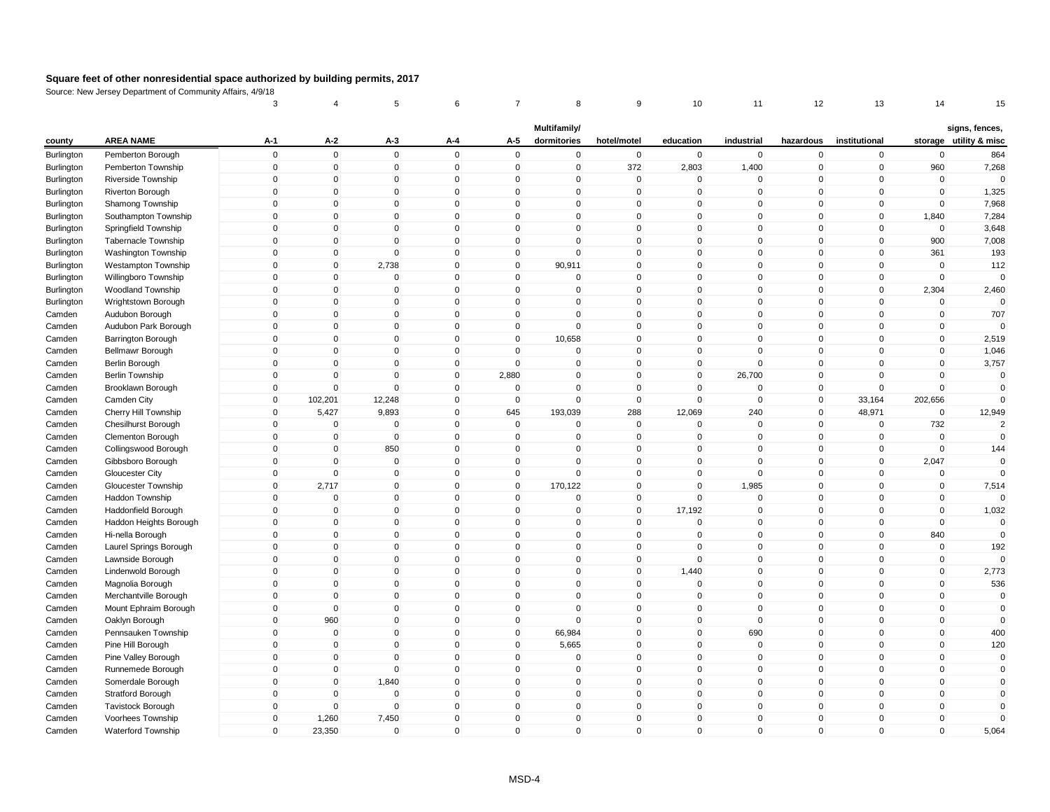# Square feet of other nonresidential space authorized by building permits, 2017

Source: New Jersey Department of Community Affairs, 4/9/18

| | | 3 | 4 | 5 | 6 | 7 | 8 | 9 | 10 | 11 | 12 | 13 | 14 | 15 |
|---|---|---|---|---|---|---|---|---|---|---|---|---|---|---|
| county | AREA NAME | A-1 | A-2 | A-3 | A-4 | A-5 | Multifamily/ dormitories | hotel/motel | education | industrial | hazardous | institutional | storage | signs, fences, utility & misc |
| Burlington | Pemberton Borough | 0 | 0 | 0 | 0 | 0 | 0 | 0 | 0 | 0 | 0 | 0 | 0 | 864 |
| Burlington | Pemberton Township | 0 | 0 | 0 | 0 | 0 | 0 | 372 | 2,803 | 1,400 | 0 | 0 | 960 | 7,268 |
| Burlington | Riverside Township | 0 | 0 | 0 | 0 | 0 | 0 | 0 | 0 | 0 | 0 | 0 | 0 | 0 |
| Burlington | Riverton Borough | 0 | 0 | 0 | 0 | 0 | 0 | 0 | 0 | 0 | 0 | 0 | 0 | 1,325 |
| Burlington | Shamong Township | 0 | 0 | 0 | 0 | 0 | 0 | 0 | 0 | 0 | 0 | 0 | 0 | 7,968 |
| Burlington | Southampton Township | 0 | 0 | 0 | 0 | 0 | 0 | 0 | 0 | 0 | 0 | 0 | 1,840 | 7,284 |
| Burlington | Springfield Township | 0 | 0 | 0 | 0 | 0 | 0 | 0 | 0 | 0 | 0 | 0 | 0 | 3,648 |
| Burlington | Tabernacle Township | 0 | 0 | 0 | 0 | 0 | 0 | 0 | 0 | 0 | 0 | 0 | 900 | 7,008 |
| Burlington | Washington Township | 0 | 0 | 0 | 0 | 0 | 0 | 0 | 0 | 0 | 0 | 0 | 361 | 193 |
| Burlington | Westampton Township | 0 | 0 | 2,738 | 0 | 0 | 90,911 | 0 | 0 | 0 | 0 | 0 | 0 | 112 |
| Burlington | Willingboro Township | 0 | 0 | 0 | 0 | 0 | 0 | 0 | 0 | 0 | 0 | 0 | 0 | 0 |
| Burlington | Woodland Township | 0 | 0 | 0 | 0 | 0 | 0 | 0 | 0 | 0 | 0 | 0 | 2,304 | 2,460 |
| Burlington | Wrightstown Borough | 0 | 0 | 0 | 0 | 0 | 0 | 0 | 0 | 0 | 0 | 0 | 0 | 0 |
| Camden | Audubon Borough | 0 | 0 | 0 | 0 | 0 | 0 | 0 | 0 | 0 | 0 | 0 | 0 | 707 |
| Camden | Audubon Park Borough | 0 | 0 | 0 | 0 | 0 | 0 | 0 | 0 | 0 | 0 | 0 | 0 | 0 |
| Camden | Barrington Borough | 0 | 0 | 0 | 0 | 0 | 10,658 | 0 | 0 | 0 | 0 | 0 | 0 | 2,519 |
| Camden | Bellmawr Borough | 0 | 0 | 0 | 0 | 0 | 0 | 0 | 0 | 0 | 0 | 0 | 0 | 1,046 |
| Camden | Berlin Borough | 0 | 0 | 0 | 0 | 0 | 0 | 0 | 0 | 0 | 0 | 0 | 0 | 3,757 |
| Camden | Berlin Township | 0 | 0 | 0 | 0 | 2,880 | 0 | 0 | 0 | 26,700 | 0 | 0 | 0 | 0 |
| Camden | Brooklawn Borough | 0 | 0 | 0 | 0 | 0 | 0 | 0 | 0 | 0 | 0 | 0 | 0 | 0 |
| Camden | Camden City | 0 | 102,201 | 12,248 | 0 | 0 | 0 | 0 | 0 | 0 | 0 | 33,164 | 202,656 | 0 |
| Camden | Cherry Hill Township | 0 | 5,427 | 9,893 | 0 | 645 | 193,039 | 288 | 12,069 | 240 | 0 | 48,971 | 0 | 12,949 |
| Camden | Chesilhurst Borough | 0 | 0 | 0 | 0 | 0 | 0 | 0 | 0 | 0 | 0 | 0 | 732 | 2 |
| Camden | Clementon Borough | 0 | 0 | 0 | 0 | 0 | 0 | 0 | 0 | 0 | 0 | 0 | 0 | 0 |
| Camden | Collingswood Borough | 0 | 0 | 850 | 0 | 0 | 0 | 0 | 0 | 0 | 0 | 0 | 0 | 144 |
| Camden | Gibbsboro Borough | 0 | 0 | 0 | 0 | 0 | 0 | 0 | 0 | 0 | 0 | 0 | 2,047 | 0 |
| Camden | Gloucester City | 0 | 0 | 0 | 0 | 0 | 0 | 0 | 0 | 0 | 0 | 0 | 0 | 0 |
| Camden | Gloucester Township | 0 | 2,717 | 0 | 0 | 0 | 170,122 | 0 | 0 | 1,985 | 0 | 0 | 0 | 7,514 |
| Camden | Haddon Township | 0 | 0 | 0 | 0 | 0 | 0 | 0 | 0 | 0 | 0 | 0 | 0 | 0 |
| Camden | Haddonfield Borough | 0 | 0 | 0 | 0 | 0 | 0 | 0 | 17,192 | 0 | 0 | 0 | 0 | 1,032 |
| Camden | Haddon Heights Borough | 0 | 0 | 0 | 0 | 0 | 0 | 0 | 0 | 0 | 0 | 0 | 0 | 0 |
| Camden | Hi-nella Borough | 0 | 0 | 0 | 0 | 0 | 0 | 0 | 0 | 0 | 0 | 0 | 840 | 0 |
| Camden | Laurel Springs Borough | 0 | 0 | 0 | 0 | 0 | 0 | 0 | 0 | 0 | 0 | 0 | 0 | 192 |
| Camden | Lawnside Borough | 0 | 0 | 0 | 0 | 0 | 0 | 0 | 0 | 0 | 0 | 0 | 0 | 0 |
| Camden | Lindenwold Borough | 0 | 0 | 0 | 0 | 0 | 0 | 0 | 1,440 | 0 | 0 | 0 | 0 | 2,773 |
| Camden | Magnolia Borough | 0 | 0 | 0 | 0 | 0 | 0 | 0 | 0 | 0 | 0 | 0 | 0 | 536 |
| Camden | Merchantville Borough | 0 | 0 | 0 | 0 | 0 | 0 | 0 | 0 | 0 | 0 | 0 | 0 | 0 |
| Camden | Mount Ephraim Borough | 0 | 0 | 0 | 0 | 0 | 0 | 0 | 0 | 0 | 0 | 0 | 0 | 0 |
| Camden | Oaklyn Borough | 0 | 960 | 0 | 0 | 0 | 0 | 0 | 0 | 0 | 0 | 0 | 0 | 0 |
| Camden | Pennsauken Township | 0 | 0 | 0 | 0 | 0 | 66,984 | 0 | 0 | 690 | 0 | 0 | 0 | 400 |
| Camden | Pine Hill Borough | 0 | 0 | 0 | 0 | 0 | 5,665 | 0 | 0 | 0 | 0 | 0 | 0 | 120 |
| Camden | Pine Valley Borough | 0 | 0 | 0 | 0 | 0 | 0 | 0 | 0 | 0 | 0 | 0 | 0 | 0 |
| Camden | Runnemede Borough | 0 | 0 | 0 | 0 | 0 | 0 | 0 | 0 | 0 | 0 | 0 | 0 | 0 |
| Camden | Somerdale Borough | 0 | 0 | 1,840 | 0 | 0 | 0 | 0 | 0 | 0 | 0 | 0 | 0 | 0 |
| Camden | Stratford Borough | 0 | 0 | 0 | 0 | 0 | 0 | 0 | 0 | 0 | 0 | 0 | 0 | 0 |
| Camden | Tavistock Borough | 0 | 0 | 0 | 0 | 0 | 0 | 0 | 0 | 0 | 0 | 0 | 0 | 0 |
| Camden | Voorhees Township | 0 | 1,260 | 7,450 | 0 | 0 | 0 | 0 | 0 | 0 | 0 | 0 | 0 | 0 |
| Camden | Waterford Township | 0 | 23,350 | 0 | 0 | 0 | 0 | 0 | 0 | 0 | 0 | 0 | 0 | 5,064 |

MSD-4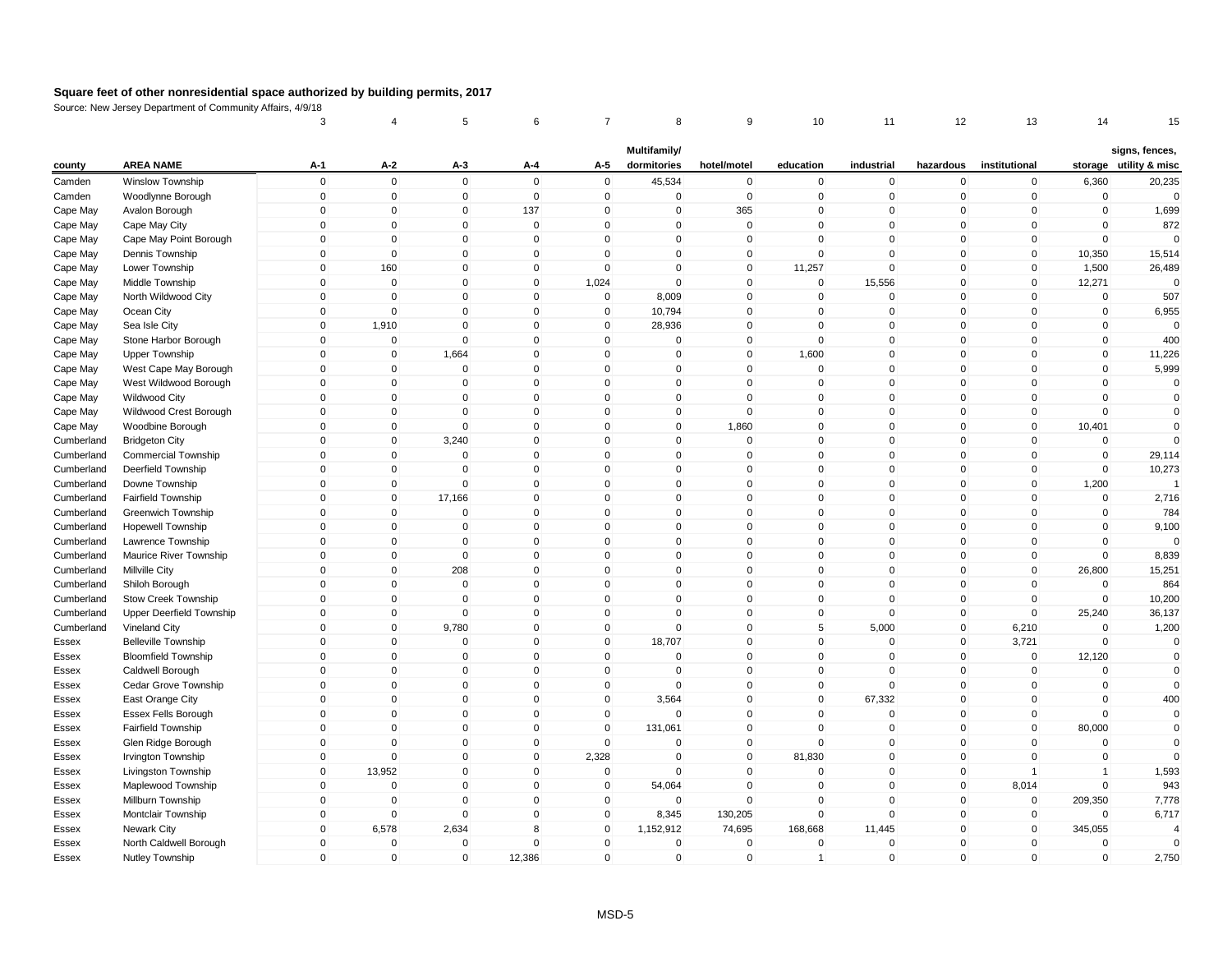# Square feet of other nonresidential space authorized by building permits, 2017

Source: New Jersey Department of Community Affairs, 4/9/18

| | | 3 | 4 | 5 | 6 | 7 | 8 | 9 | 10 | 11 | 12 | 13 | 14 | 15 |
|---|---|---|---|---|---|---|---|---|---|---|---|---|---|---|
| county | AREA NAME | A-1 | A-2 | A-3 | A-4 | A-5 | Multifamily/ dormitories | hotel/motel | education | industrial | hazardous | institutional | storage | signs, fences, utility & misc |
| Camden | Winslow Township | 0 | 0 | 0 | 0 | 0 | 45,534 | 0 | 0 | 0 | 0 | 0 | 6,360 | 20,235 |
| Camden | Woodlynne Borough | 0 | 0 | 0 | 0 | 0 | 0 | 0 | 0 | 0 | 0 | 0 | 0 | 0 |
| Cape May | Avalon Borough | 0 | 0 | 0 | 137 | 0 | 0 | 365 | 0 | 0 | 0 | 0 | 0 | 1,699 |
| Cape May | Cape May City | 0 | 0 | 0 | 0 | 0 | 0 | 0 | 0 | 0 | 0 | 0 | 0 | 872 |
| Cape May | Cape May Point Borough | 0 | 0 | 0 | 0 | 0 | 0 | 0 | 0 | 0 | 0 | 0 | 0 | 0 |
| Cape May | Dennis Township | 0 | 0 | 0 | 0 | 0 | 0 | 0 | 0 | 0 | 0 | 0 | 10,350 | 15,514 |
| Cape May | Lower Township | 0 | 160 | 0 | 0 | 0 | 0 | 0 | 11,257 | 0 | 0 | 0 | 1,500 | 26,489 |
| Cape May | Middle Township | 0 | 0 | 0 | 0 | 1,024 | 0 | 0 | 0 | 15,556 | 0 | 0 | 12,271 | 0 |
| Cape May | North Wildwood City | 0 | 0 | 0 | 0 | 0 | 8,009 | 0 | 0 | 0 | 0 | 0 | 0 | 507 |
| Cape May | Ocean City | 0 | 0 | 0 | 0 | 0 | 10,794 | 0 | 0 | 0 | 0 | 0 | 0 | 6,955 |
| Cape May | Sea Isle City | 0 | 1,910 | 0 | 0 | 0 | 28,936 | 0 | 0 | 0 | 0 | 0 | 0 | 0 |
| Cape May | Stone Harbor Borough | 0 | 0 | 0 | 0 | 0 | 0 | 0 | 0 | 0 | 0 | 0 | 0 | 400 |
| Cape May | Upper Township | 0 | 0 | 1,664 | 0 | 0 | 0 | 0 | 1,600 | 0 | 0 | 0 | 0 | 11,226 |
| Cape May | West Cape May Borough | 0 | 0 | 0 | 0 | 0 | 0 | 0 | 0 | 0 | 0 | 0 | 0 | 5,999 |
| Cape May | West Wildwood Borough | 0 | 0 | 0 | 0 | 0 | 0 | 0 | 0 | 0 | 0 | 0 | 0 | 0 |
| Cape May | Wildwood City | 0 | 0 | 0 | 0 | 0 | 0 | 0 | 0 | 0 | 0 | 0 | 0 | 0 |
| Cape May | Wildwood Crest Borough | 0 | 0 | 0 | 0 | 0 | 0 | 0 | 0 | 0 | 0 | 0 | 0 | 0 |
| Cape May | Woodbine Borough | 0 | 0 | 0 | 0 | 0 | 0 | 1,860 | 0 | 0 | 0 | 0 | 10,401 | 0 |
| Cumberland | Bridgeton City | 0 | 0 | 3,240 | 0 | 0 | 0 | 0 | 0 | 0 | 0 | 0 | 0 | 0 |
| Cumberland | Commercial Township | 0 | 0 | 0 | 0 | 0 | 0 | 0 | 0 | 0 | 0 | 0 | 0 | 29,114 |
| Cumberland | Deerfield Township | 0 | 0 | 0 | 0 | 0 | 0 | 0 | 0 | 0 | 0 | 0 | 0 | 10,273 |
| Cumberland | Downe Township | 0 | 0 | 0 | 0 | 0 | 0 | 0 | 0 | 0 | 0 | 0 | 1,200 | 1 |
| Cumberland | Fairfield Township | 0 | 0 | 17,166 | 0 | 0 | 0 | 0 | 0 | 0 | 0 | 0 | 0 | 2,716 |
| Cumberland | Greenwich Township | 0 | 0 | 0 | 0 | 0 | 0 | 0 | 0 | 0 | 0 | 0 | 0 | 784 |
| Cumberland | Hopewell Township | 0 | 0 | 0 | 0 | 0 | 0 | 0 | 0 | 0 | 0 | 0 | 0 | 9,100 |
| Cumberland | Lawrence Township | 0 | 0 | 0 | 0 | 0 | 0 | 0 | 0 | 0 | 0 | 0 | 0 | 0 |
| Cumberland | Maurice River Township | 0 | 0 | 0 | 0 | 0 | 0 | 0 | 0 | 0 | 0 | 0 | 0 | 8,839 |
| Cumberland | Millville City | 0 | 0 | 208 | 0 | 0 | 0 | 0 | 0 | 0 | 0 | 0 | 26,800 | 15,251 |
| Cumberland | Shiloh Borough | 0 | 0 | 0 | 0 | 0 | 0 | 0 | 0 | 0 | 0 | 0 | 0 | 864 |
| Cumberland | Stow Creek Township | 0 | 0 | 0 | 0 | 0 | 0 | 0 | 0 | 0 | 0 | 0 | 0 | 10,200 |
| Cumberland | Upper Deerfield Township | 0 | 0 | 0 | 0 | 0 | 0 | 0 | 0 | 0 | 0 | 0 | 25,240 | 36,137 |
| Cumberland | Vineland City | 0 | 0 | 9,780 | 0 | 0 | 0 | 0 | 5 | 5,000 | 0 | 6,210 | 0 | 1,200 |
| Essex | Belleville Township | 0 | 0 | 0 | 0 | 0 | 18,707 | 0 | 0 | 0 | 0 | 3,721 | 0 | 0 |
| Essex | Bloomfield Township | 0 | 0 | 0 | 0 | 0 | 0 | 0 | 0 | 0 | 0 | 0 | 12,120 | 0 |
| Essex | Caldwell Borough | 0 | 0 | 0 | 0 | 0 | 0 | 0 | 0 | 0 | 0 | 0 | 0 | 0 |
| Essex | Cedar Grove Township | 0 | 0 | 0 | 0 | 0 | 0 | 0 | 0 | 0 | 0 | 0 | 0 | 0 |
| Essex | East Orange City | 0 | 0 | 0 | 0 | 0 | 3,564 | 0 | 0 | 67,332 | 0 | 0 | 0 | 400 |
| Essex | Essex Fells Borough | 0 | 0 | 0 | 0 | 0 | 0 | 0 | 0 | 0 | 0 | 0 | 0 | 0 |
| Essex | Fairfield Township | 0 | 0 | 0 | 0 | 0 | 131,061 | 0 | 0 | 0 | 0 | 0 | 80,000 | 0 |
| Essex | Glen Ridge Borough | 0 | 0 | 0 | 0 | 0 | 0 | 0 | 0 | 0 | 0 | 0 | 0 | 0 |
| Essex | Irvington Township | 0 | 0 | 0 | 0 | 2,328 | 0 | 0 | 81,830 | 0 | 0 | 0 | 0 | 0 |
| Essex | Livingston Township | 0 | 13,952 | 0 | 0 | 0 | 0 | 0 | 0 | 0 | 0 | 1 | 1 | 1,593 |
| Essex | Maplewood Township | 0 | 0 | 0 | 0 | 0 | 54,064 | 0 | 0 | 0 | 0 | 8,014 | 0 | 943 |
| Essex | Millburn Township | 0 | 0 | 0 | 0 | 0 | 0 | 0 | 0 | 0 | 0 | 0 | 209,350 | 7,778 |
| Essex | Montclair Township | 0 | 0 | 0 | 0 | 0 | 8,345 | 130,205 | 0 | 0 | 0 | 0 | 0 | 6,717 |
| Essex | Newark City | 0 | 6,578 | 2,634 | 8 | 0 | 1,152,912 | 74,695 | 168,668 | 11,445 | 0 | 0 | 345,055 | 4 |
| Essex | North Caldwell Borough | 0 | 0 | 0 | 0 | 0 | 0 | 0 | 0 | 0 | 0 | 0 | 0 | 0 |
| Essex | Nutley Township | 0 | 0 | 0 | 12,386 | 0 | 0 | 0 | 1 | 0 | 0 | 0 | 0 | 2,750 |

MSD-5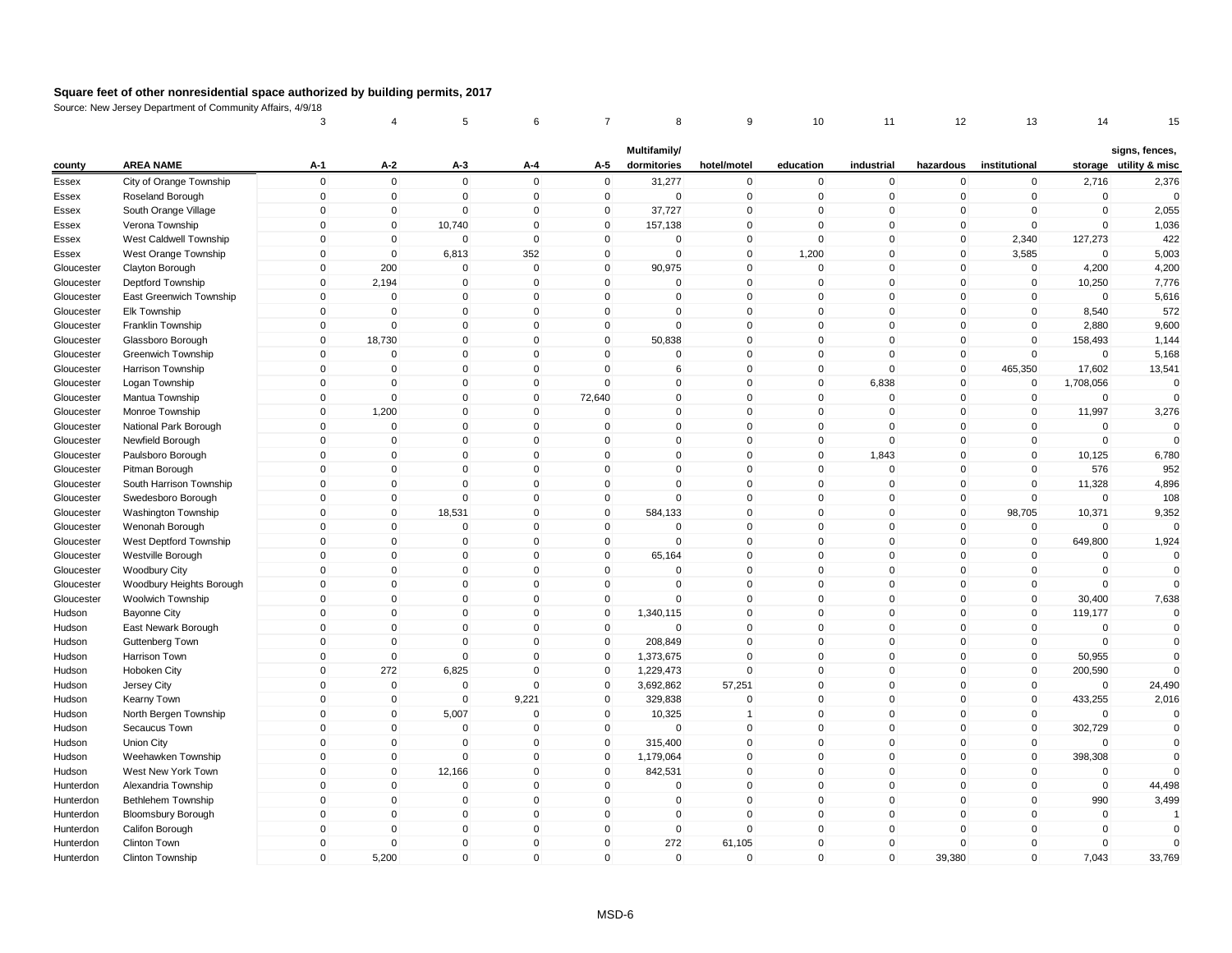## Square feet of other nonresidential space authorized by building permits, 2017

Source: New Jersey Department of Community Affairs, 4/9/18

| | | 3 | 4 | 5 | 6 | 7 | 8 | 9 | 10 | 11 | 12 | 13 | 14 | 15 |
|---|---|---|---|---|---|---|---|---|---|---|---|---|---|---|
| **county** | **AREA NAME** | **A-1** | **A-2** | **A-3** | **A-4** | **A-5** | **Multifamily/ dormitories** | **hotel/motel** | **education** | **industrial** | **hazardous** | **institutional** | **storage** | **signs, fences, utility & misc** |
| Essex | City of Orange Township | 0 | 0 | 0 | 0 | 0 | 31,277 | 0 | 0 | 0 | 0 | 0 | 2,716 | 2,376 |
| Essex | Roseland Borough | 0 | 0 | 0 | 0 | 0 | 0 | 0 | 0 | 0 | 0 | 0 | 0 | 0 |
| Essex | South Orange Village | 0 | 0 | 0 | 0 | 0 | 37,727 | 0 | 0 | 0 | 0 | 0 | 0 | 2,055 |
| Essex | Verona Township | 0 | 0 | 10,740 | 0 | 0 | 157,138 | 0 | 0 | 0 | 0 | 0 | 0 | 1,036 |
| Essex | West Caldwell Township | 0 | 0 | 0 | 0 | 0 | 0 | 0 | 0 | 0 | 0 | 2,340 | 127,273 | 422 |
| Essex | West Orange Township | 0 | 0 | 6,813 | 352 | 0 | 0 | 0 | 1,200 | 0 | 0 | 3,585 | 0 | 5,003 |
| Gloucester | Clayton Borough | 0 | 200 | 0 | 0 | 0 | 90,975 | 0 | 0 | 0 | 0 | 0 | 4,200 | 4,200 |
| Gloucester | Deptford Township | 0 | 2,194 | 0 | 0 | 0 | 0 | 0 | 0 | 0 | 0 | 0 | 10,250 | 7,776 |
| Gloucester | East Greenwich Township | 0 | 0 | 0 | 0 | 0 | 0 | 0 | 0 | 0 | 0 | 0 | 0 | 5,616 |
| Gloucester | Elk Township | 0 | 0 | 0 | 0 | 0 | 0 | 0 | 0 | 0 | 0 | 0 | 8,540 | 572 |
| Gloucester | Franklin Township | 0 | 0 | 0 | 0 | 0 | 0 | 0 | 0 | 0 | 0 | 0 | 2,880 | 9,600 |
| Gloucester | Glassboro Borough | 0 | 18,730 | 0 | 0 | 0 | 50,838 | 0 | 0 | 0 | 0 | 0 | 158,493 | 1,144 |
| Gloucester | Greenwich Township | 0 | 0 | 0 | 0 | 0 | 0 | 0 | 0 | 0 | 0 | 0 | 0 | 5,168 |
| Gloucester | Harrison Township | 0 | 0 | 0 | 0 | 0 | 6 | 0 | 0 | 0 | 0 | 465,350 | 17,602 | 13,541 |
| Gloucester | Logan Township | 0 | 0 | 0 | 0 | 0 | 0 | 0 | 0 | 6,838 | 0 | 0 | 1,708,056 | 0 |
| Gloucester | Mantua Township | 0 | 0 | 0 | 0 | 72,640 | 0 | 0 | 0 | 0 | 0 | 0 | 0 | 0 |
| Gloucester | Monroe Township | 0 | 1,200 | 0 | 0 | 0 | 0 | 0 | 0 | 0 | 0 | 0 | 11,997 | 3,276 |
| Gloucester | National Park Borough | 0 | 0 | 0 | 0 | 0 | 0 | 0 | 0 | 0 | 0 | 0 | 0 | 0 |
| Gloucester | Newfield Borough | 0 | 0 | 0 | 0 | 0 | 0 | 0 | 0 | 0 | 0 | 0 | 0 | 0 |
| Gloucester | Paulsboro Borough | 0 | 0 | 0 | 0 | 0 | 0 | 0 | 0 | 1,843 | 0 | 0 | 10,125 | 6,780 |
| Gloucester | Pitman Borough | 0 | 0 | 0 | 0 | 0 | 0 | 0 | 0 | 0 | 0 | 0 | 576 | 952 |
| Gloucester | South Harrison Township | 0 | 0 | 0 | 0 | 0 | 0 | 0 | 0 | 0 | 0 | 0 | 11,328 | 4,896 |
| Gloucester | Swedesboro Borough | 0 | 0 | 0 | 0 | 0 | 0 | 0 | 0 | 0 | 0 | 0 | 0 | 108 |
| Gloucester | Washington Township | 0 | 0 | 18,531 | 0 | 0 | 584,133 | 0 | 0 | 0 | 0 | 98,705 | 10,371 | 9,352 |
| Gloucester | Wenonah Borough | 0 | 0 | 0 | 0 | 0 | 0 | 0 | 0 | 0 | 0 | 0 | 0 | 0 |
| Gloucester | West Deptford Township | 0 | 0 | 0 | 0 | 0 | 0 | 0 | 0 | 0 | 0 | 0 | 649,800 | 1,924 |
| Gloucester | Westville Borough | 0 | 0 | 0 | 0 | 0 | 65,164 | 0 | 0 | 0 | 0 | 0 | 0 | 0 |
| Gloucester | Woodbury City | 0 | 0 | 0 | 0 | 0 | 0 | 0 | 0 | 0 | 0 | 0 | 0 | 0 |
| Gloucester | Woodbury Heights Borough | 0 | 0 | 0 | 0 | 0 | 0 | 0 | 0 | 0 | 0 | 0 | 0 | 0 |
| Gloucester | Woolwich Township | 0 | 0 | 0 | 0 | 0 | 0 | 0 | 0 | 0 | 0 | 0 | 30,400 | 7,638 |
| Hudson | Bayonne City | 0 | 0 | 0 | 0 | 0 | 1,340,115 | 0 | 0 | 0 | 0 | 0 | 119,177 | 0 |
| Hudson | East Newark Borough | 0 | 0 | 0 | 0 | 0 | 0 | 0 | 0 | 0 | 0 | 0 | 0 | 0 |
| Hudson | Guttenberg Town | 0 | 0 | 0 | 0 | 0 | 208,849 | 0 | 0 | 0 | 0 | 0 | 0 | 0 |
| Hudson | Harrison Town | 0 | 0 | 0 | 0 | 0 | 1,373,675 | 0 | 0 | 0 | 0 | 0 | 50,955 | 0 |
| Hudson | Hoboken City | 0 | 272 | 6,825 | 0 | 0 | 1,229,473 | 0 | 0 | 0 | 0 | 0 | 200,590 | 0 |
| Hudson | Jersey City | 0 | 0 | 0 | 0 | 0 | 3,692,862 | 57,251 | 0 | 0 | 0 | 0 | 0 | 24,490 |
| Hudson | Kearny Town | 0 | 0 | 0 | 9,221 | 0 | 329,838 | 0 | 0 | 0 | 0 | 0 | 433,255 | 2,016 |
| Hudson | North Bergen Township | 0 | 0 | 5,007 | 0 | 0 | 10,325 | 1 | 0 | 0 | 0 | 0 | 0 | 0 |
| Hudson | Secaucus Town | 0 | 0 | 0 | 0 | 0 | 0 | 0 | 0 | 0 | 0 | 0 | 302,729 | 0 |
| Hudson | Union City | 0 | 0 | 0 | 0 | 0 | 315,400 | 0 | 0 | 0 | 0 | 0 | 0 | 0 |
| Hudson | Weehawken Township | 0 | 0 | 0 | 0 | 0 | 1,179,064 | 0 | 0 | 0 | 0 | 0 | 398,308 | 0 |
| Hudson | West New York Town | 0 | 0 | 12,166 | 0 | 0 | 842,531 | 0 | 0 | 0 | 0 | 0 | 0 | 0 |
| Hunterdon | Alexandria Township | 0 | 0 | 0 | 0 | 0 | 0 | 0 | 0 | 0 | 0 | 0 | 0 | 44,498 |
| Hunterdon | Bethlehem Township | 0 | 0 | 0 | 0 | 0 | 0 | 0 | 0 | 0 | 0 | 0 | 990 | 3,499 |
| Hunterdon | Bloomsbury Borough | 0 | 0 | 0 | 0 | 0 | 0 | 0 | 0 | 0 | 0 | 0 | 0 | 1 |
| Hunterdon | Califon Borough | 0 | 0 | 0 | 0 | 0 | 0 | 0 | 0 | 0 | 0 | 0 | 0 | 0 |
| Hunterdon | Clinton Town | 0 | 0 | 0 | 0 | 0 | 272 | 61,105 | 0 | 0 | 0 | 0 | 0 | 0 |
| Hunterdon | Clinton Township | 0 | 5,200 | 0 | 0 | 0 | 0 | 0 | 0 | 0 | 39,380 | 0 | 7,043 | 33,769 |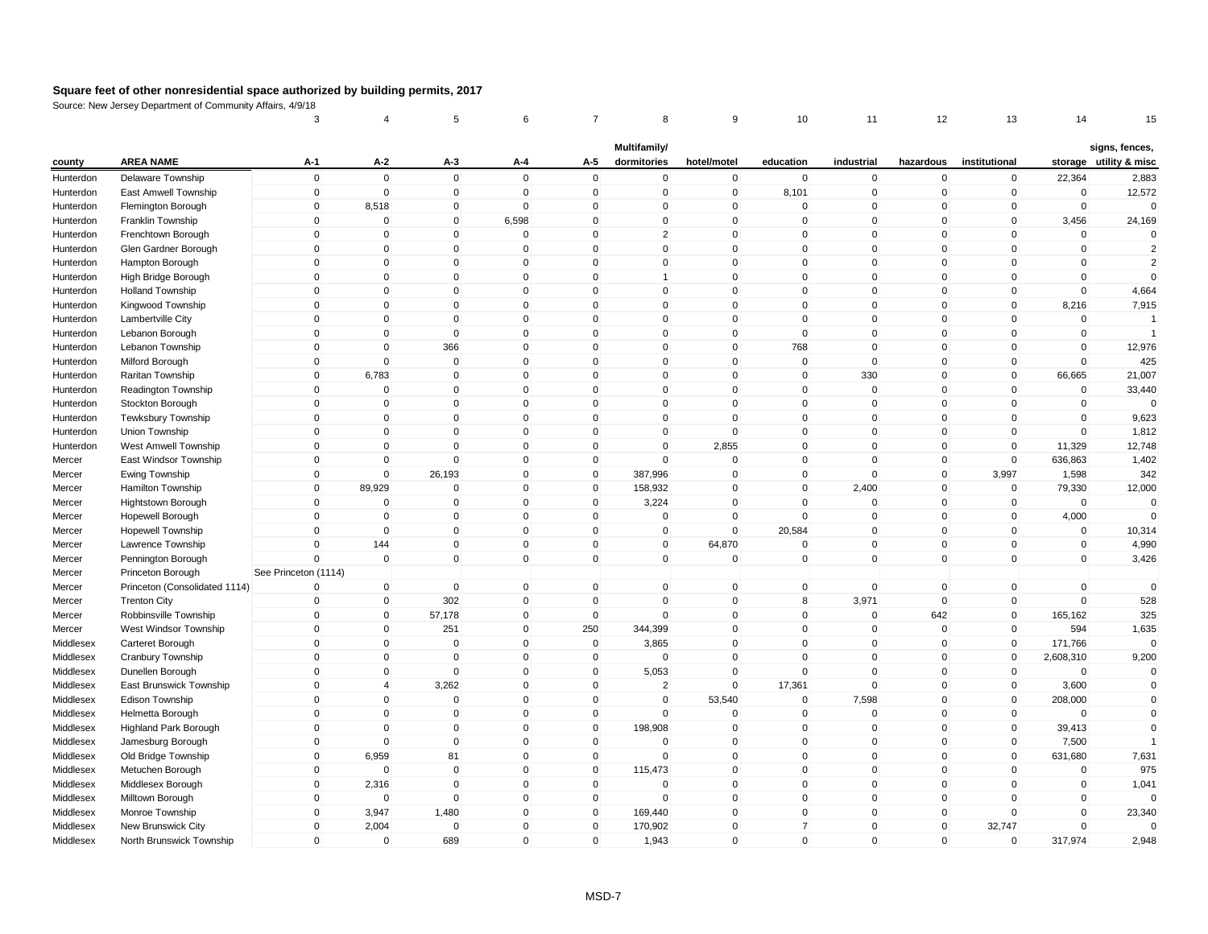# Square feet of other nonresidential space authorized by building permits, 2017

Source: New Jersey Department of Community Affairs, 4/9/18

| | | 3 | 4 | 5 | 6 | 7 | 8 | 9 | 10 | 11 | 12 | 13 | 14 | 15 |
|---|---|---|---|---|---|---|---|---|---|---|---|---|---|---|
| county | AREA NAME | A-1 | A-2 | A-3 | A-4 | A-5 | Multifamily/ dormitories | hotel/motel | education | industrial | hazardous | institutional | storage | signs, fences, utility & misc |
| Hunterdon | Delaware Township | 0 | 0 | 0 | 0 | 0 | 0 | 0 | 0 | 0 | 0 | 0 | 22,364 | 2,883 |
| Hunterdon | East Amwell Township | 0 | 0 | 0 | 0 | 0 | 0 | 0 | 8,101 | 0 | 0 | 0 | 0 | 12,572 |
| Hunterdon | Flemington Borough | 0 | 8,518 | 0 | 0 | 0 | 0 | 0 | 0 | 0 | 0 | 0 | 0 | 0 |
| Hunterdon | Franklin Township | 0 | 0 | 0 | 6,598 | 0 | 0 | 0 | 0 | 0 | 0 | 0 | 3,456 | 24,169 |
| Hunterdon | Frenchtown Borough | 0 | 0 | 0 | 0 | 0 | 2 | 0 | 0 | 0 | 0 | 0 | 0 | 0 |
| Hunterdon | Glen Gardner Borough | 0 | 0 | 0 | 0 | 0 | 0 | 0 | 0 | 0 | 0 | 0 | 0 | 2 |
| Hunterdon | Hampton Borough | 0 | 0 | 0 | 0 | 0 | 0 | 0 | 0 | 0 | 0 | 0 | 0 | 2 |
| Hunterdon | High Bridge Borough | 0 | 0 | 0 | 0 | 0 | 1 | 0 | 0 | 0 | 0 | 0 | 0 | 0 |
| Hunterdon | Holland Township | 0 | 0 | 0 | 0 | 0 | 0 | 0 | 0 | 0 | 0 | 0 | 0 | 4,664 |
| Hunterdon | Kingwood Township | 0 | 0 | 0 | 0 | 0 | 0 | 0 | 0 | 0 | 0 | 0 | 8,216 | 7,915 |
| Hunterdon | Lambertville City | 0 | 0 | 0 | 0 | 0 | 0 | 0 | 0 | 0 | 0 | 0 | 0 | 1 |
| Hunterdon | Lebanon Borough | 0 | 0 | 0 | 0 | 0 | 0 | 0 | 0 | 0 | 0 | 0 | 0 | 1 |
| Hunterdon | Lebanon Township | 0 | 0 | 366 | 0 | 0 | 0 | 0 | 768 | 0 | 0 | 0 | 0 | 12,976 |
| Hunterdon | Milford Borough | 0 | 0 | 0 | 0 | 0 | 0 | 0 | 0 | 0 | 0 | 0 | 0 | 425 |
| Hunterdon | Raritan Township | 0 | 6,783 | 0 | 0 | 0 | 0 | 0 | 0 | 330 | 0 | 0 | 66,665 | 21,007 |
| Hunterdon | Readington Township | 0 | 0 | 0 | 0 | 0 | 0 | 0 | 0 | 0 | 0 | 0 | 0 | 33,440 |
| Hunterdon | Stockton Borough | 0 | 0 | 0 | 0 | 0 | 0 | 0 | 0 | 0 | 0 | 0 | 0 | 0 |
| Hunterdon | Tewksbury Township | 0 | 0 | 0 | 0 | 0 | 0 | 0 | 0 | 0 | 0 | 0 | 0 | 9,623 |
| Hunterdon | Union Township | 0 | 0 | 0 | 0 | 0 | 0 | 0 | 0 | 0 | 0 | 0 | 0 | 1,812 |
| Hunterdon | West Amwell Township | 0 | 0 | 0 | 0 | 0 | 0 | 2,855 | 0 | 0 | 0 | 0 | 11,329 | 12,748 |
| Mercer | East Windsor Township | 0 | 0 | 0 | 0 | 0 | 0 | 0 | 0 | 0 | 0 | 0 | 636,863 | 1,402 |
| Mercer | Ewing Township | 0 | 0 | 26,193 | 0 | 0 | 387,996 | 0 | 0 | 0 | 0 | 3,997 | 1,598 | 342 |
| Mercer | Hamilton Township | 0 | 89,929 | 0 | 0 | 0 | 158,932 | 0 | 0 | 2,400 | 0 | 0 | 79,330 | 12,000 |
| Mercer | Hightstown Borough | 0 | 0 | 0 | 0 | 0 | 3,224 | 0 | 0 | 0 | 0 | 0 | 0 | 0 |
| Mercer | Hopewell Borough | 0 | 0 | 0 | 0 | 0 | 0 | 0 | 0 | 0 | 0 | 0 | 4,000 | 0 |
| Mercer | Hopewell Township | 0 | 0 | 0 | 0 | 0 | 0 | 0 | 20,584 | 0 | 0 | 0 | 0 | 10,314 |
| Mercer | Lawrence Township | 0 | 144 | 0 | 0 | 0 | 0 | 64,870 | 0 | 0 | 0 | 0 | 0 | 4,990 |
| Mercer | Pennington Borough | 0 | 0 | 0 | 0 | 0 | 0 | 0 | 0 | 0 | 0 | 0 | 0 | 3,426 |
| Mercer | Princeton Borough | See Princeton (1114) | | | | | | | | | | | | |
| Mercer | Princeton (Consolidated 1114) | 0 | 0 | 0 | 0 | 0 | 0 | 0 | 0 | 0 | 0 | 0 | 0 | 0 |
| Mercer | Trenton City | 0 | 0 | 302 | 0 | 0 | 0 | 0 | 8 | 3,971 | 0 | 0 | 0 | 528 |
| Mercer | Robbinsville Township | 0 | 0 | 57,178 | 0 | 0 | 0 | 0 | 0 | 0 | 642 | 0 | 165,162 | 325 |
| Mercer | West Windsor Township | 0 | 0 | 251 | 0 | 250 | 344,399 | 0 | 0 | 0 | 0 | 0 | 594 | 1,635 |
| Middlesex | Carteret Borough | 0 | 0 | 0 | 0 | 0 | 3,865 | 0 | 0 | 0 | 0 | 0 | 171,766 | 0 |
| Middlesex | Cranbury Township | 0 | 0 | 0 | 0 | 0 | 0 | 0 | 0 | 0 | 0 | 0 | 2,608,310 | 9,200 |
| Middlesex | Dunellen Borough | 0 | 0 | 0 | 0 | 0 | 5,053 | 0 | 0 | 0 | 0 | 0 | 0 | 0 |
| Middlesex | East Brunswick Township | 0 | 4 | 3,262 | 0 | 0 | 2 | 0 | 17,361 | 0 | 0 | 0 | 3,600 | 0 |
| Middlesex | Edison Township | 0 | 0 | 0 | 0 | 0 | 0 | 53,540 | 0 | 7,598 | 0 | 0 | 208,000 | 0 |
| Middlesex | Helmetta Borough | 0 | 0 | 0 | 0 | 0 | 0 | 0 | 0 | 0 | 0 | 0 | 0 | 0 |
| Middlesex | Highland Park Borough | 0 | 0 | 0 | 0 | 0 | 198,908 | 0 | 0 | 0 | 0 | 0 | 39,413 | 0 |
| Middlesex | Jamesburg Borough | 0 | 0 | 0 | 0 | 0 | 0 | 0 | 0 | 0 | 0 | 0 | 7,500 | 1 |
| Middlesex | Old Bridge Township | 0 | 6,959 | 81 | 0 | 0 | 0 | 0 | 0 | 0 | 0 | 0 | 631,680 | 7,631 |
| Middlesex | Metuchen Borough | 0 | 0 | 0 | 0 | 0 | 115,473 | 0 | 0 | 0 | 0 | 0 | 0 | 975 |
| Middlesex | Middlesex Borough | 0 | 2,316 | 0 | 0 | 0 | 0 | 0 | 0 | 0 | 0 | 0 | 0 | 1,041 |
| Middlesex | Milltown Borough | 0 | 0 | 0 | 0 | 0 | 0 | 0 | 0 | 0 | 0 | 0 | 0 | 0 |
| Middlesex | Monroe Township | 0 | 3,947 | 1,480 | 0 | 0 | 169,440 | 0 | 0 | 0 | 0 | 0 | 0 | 23,340 |
| Middlesex | New Brunswick City | 0 | 2,004 | 0 | 0 | 0 | 170,902 | 0 | 7 | 0 | 0 | 32,747 | 0 | 0 |
| Middlesex | North Brunswick Township | 0 | 0 | 689 | 0 | 0 | 1,943 | 0 | 0 | 0 | 0 | 0 | 317,974 | 2,948 |

MSD-7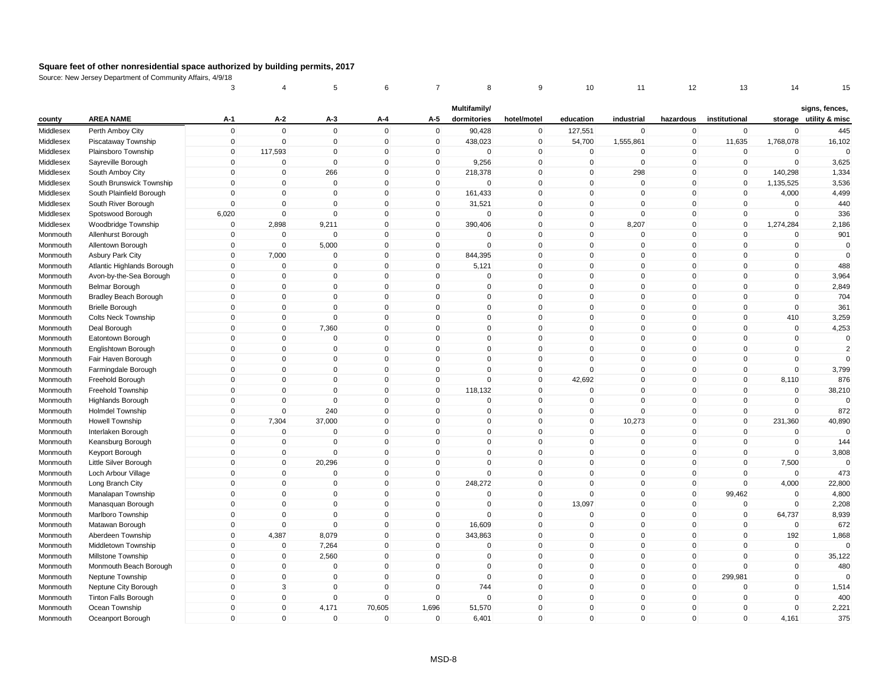## Square feet of other nonresidential space authorized by building permits, 2017

Source: New Jersey Department of Community Affairs, 4/9/18

| | | 3 | 4 | 5 | 6 | 7 | 8 | 9 | 10 | 11 | 12 | 13 | 14 | 15 |
|---|---|---|---|---|---|---|---|---|---|---|---|---|---|---|
| county | AREA NAME | A-1 | A-2 | A-3 | A-4 | A-5 | Multifamily/ dormitories | hotel/motel | education | industrial | hazardous | institutional | storage | signs, fences, utility & misc |
| Middlesex | Perth Amboy City | 0 | 0 | 0 | 0 | 0 | 90,428 | 0 | 127,551 | 0 | 0 | 0 | 0 | 445 |
| Middlesex | Piscataway Township | 0 | 0 | 0 | 0 | 0 | 438,023 | 0 | 54,700 | 1,555,861 | 0 | 11,635 | 1,768,078 | 16,102 |
| Middlesex | Plainsboro Township | 0 | 117,593 | 0 | 0 | 0 | 0 | 0 | 0 | 0 | 0 | 0 | 0 | 0 |
| Middlesex | Sayreville Borough | 0 | 0 | 0 | 0 | 0 | 9,256 | 0 | 0 | 0 | 0 | 0 | 0 | 3,625 |
| Middlesex | South Amboy City | 0 | 0 | 266 | 0 | 0 | 218,378 | 0 | 0 | 298 | 0 | 0 | 140,298 | 1,334 |
| Middlesex | South Brunswick Township | 0 | 0 | 0 | 0 | 0 | 0 | 0 | 0 | 0 | 0 | 0 | 1,135,525 | 3,536 |
| Middlesex | South Plainfield Borough | 0 | 0 | 0 | 0 | 0 | 161,433 | 0 | 0 | 0 | 0 | 0 | 4,000 | 4,499 |
| Middlesex | South River Borough | 0 | 0 | 0 | 0 | 0 | 31,521 | 0 | 0 | 0 | 0 | 0 | 0 | 440 |
| Middlesex | Spotswood Borough | 6,020 | 0 | 0 | 0 | 0 | 0 | 0 | 0 | 0 | 0 | 0 | 0 | 336 |
| Middlesex | Woodbridge Township | 0 | 2,898 | 9,211 | 0 | 0 | 390,406 | 0 | 0 | 8,207 | 0 | 0 | 1,274,284 | 2,186 |
| Monmouth | Allenhurst Borough | 0 | 0 | 0 | 0 | 0 | 0 | 0 | 0 | 0 | 0 | 0 | 0 | 901 |
| Monmouth | Allentown Borough | 0 | 0 | 5,000 | 0 | 0 | 0 | 0 | 0 | 0 | 0 | 0 | 0 | 0 |
| Monmouth | Asbury Park City | 0 | 7,000 | 0 | 0 | 0 | 844,395 | 0 | 0 | 0 | 0 | 0 | 0 | 0 |
| Monmouth | Atlantic Highlands Borough | 0 | 0 | 0 | 0 | 0 | 5,121 | 0 | 0 | 0 | 0 | 0 | 0 | 488 |
| Monmouth | Avon-by-the-Sea Borough | 0 | 0 | 0 | 0 | 0 | 0 | 0 | 0 | 0 | 0 | 0 | 0 | 3,964 |
| Monmouth | Belmar Borough | 0 | 0 | 0 | 0 | 0 | 0 | 0 | 0 | 0 | 0 | 0 | 0 | 2,849 |
| Monmouth | Bradley Beach Borough | 0 | 0 | 0 | 0 | 0 | 0 | 0 | 0 | 0 | 0 | 0 | 0 | 704 |
| Monmouth | Brielle Borough | 0 | 0 | 0 | 0 | 0 | 0 | 0 | 0 | 0 | 0 | 0 | 0 | 361 |
| Monmouth | Colts Neck Township | 0 | 0 | 0 | 0 | 0 | 0 | 0 | 0 | 0 | 0 | 0 | 410 | 3,259 |
| Monmouth | Deal Borough | 0 | 0 | 7,360 | 0 | 0 | 0 | 0 | 0 | 0 | 0 | 0 | 0 | 4,253 |
| Monmouth | Eatontown Borough | 0 | 0 | 0 | 0 | 0 | 0 | 0 | 0 | 0 | 0 | 0 | 0 | 0 |
| Monmouth | Englishtown Borough | 0 | 0 | 0 | 0 | 0 | 0 | 0 | 0 | 0 | 0 | 0 | 0 | 2 |
| Monmouth | Fair Haven Borough | 0 | 0 | 0 | 0 | 0 | 0 | 0 | 0 | 0 | 0 | 0 | 0 | 0 |
| Monmouth | Farmingdale Borough | 0 | 0 | 0 | 0 | 0 | 0 | 0 | 0 | 0 | 0 | 0 | 0 | 3,799 |
| Monmouth | Freehold Borough | 0 | 0 | 0 | 0 | 0 | 0 | 0 | 42,692 | 0 | 0 | 0 | 8,110 | 876 |
| Monmouth | Freehold Township | 0 | 0 | 0 | 0 | 0 | 118,132 | 0 | 0 | 0 | 0 | 0 | 0 | 38,210 |
| Monmouth | Highlands Borough | 0 | 0 | 0 | 0 | 0 | 0 | 0 | 0 | 0 | 0 | 0 | 0 | 0 |
| Monmouth | Holmdel Township | 0 | 0 | 240 | 0 | 0 | 0 | 0 | 0 | 0 | 0 | 0 | 0 | 872 |
| Monmouth | Howell Township | 0 | 7,304 | 37,000 | 0 | 0 | 0 | 0 | 0 | 10,273 | 0 | 0 | 231,360 | 40,890 |
| Monmouth | Interlaken Borough | 0 | 0 | 0 | 0 | 0 | 0 | 0 | 0 | 0 | 0 | 0 | 0 | 0 |
| Monmouth | Keansburg Borough | 0 | 0 | 0 | 0 | 0 | 0 | 0 | 0 | 0 | 0 | 0 | 0 | 144 |
| Monmouth | Keyport Borough | 0 | 0 | 0 | 0 | 0 | 0 | 0 | 0 | 0 | 0 | 0 | 0 | 3,808 |
| Monmouth | Little Silver Borough | 0 | 0 | 20,296 | 0 | 0 | 0 | 0 | 0 | 0 | 0 | 0 | 7,500 | 0 |
| Monmouth | Loch Arbour Village | 0 | 0 | 0 | 0 | 0 | 0 | 0 | 0 | 0 | 0 | 0 | 0 | 473 |
| Monmouth | Long Branch City | 0 | 0 | 0 | 0 | 0 | 248,272 | 0 | 0 | 0 | 0 | 0 | 4,000 | 22,800 |
| Monmouth | Manalapan Township | 0 | 0 | 0 | 0 | 0 | 0 | 0 | 0 | 0 | 0 | 99,462 | 0 | 4,800 |
| Monmouth | Manasquan Borough | 0 | 0 | 0 | 0 | 0 | 0 | 0 | 13,097 | 0 | 0 | 0 | 0 | 2,208 |
| Monmouth | Marlboro Township | 0 | 0 | 0 | 0 | 0 | 0 | 0 | 0 | 0 | 0 | 0 | 64,737 | 8,939 |
| Monmouth | Matawan Borough | 0 | 0 | 0 | 0 | 0 | 16,609 | 0 | 0 | 0 | 0 | 0 | 0 | 672 |
| Monmouth | Aberdeen Township | 0 | 4,387 | 8,079 | 0 | 0 | 343,863 | 0 | 0 | 0 | 0 | 0 | 192 | 1,868 |
| Monmouth | Middletown Township | 0 | 0 | 7,264 | 0 | 0 | 0 | 0 | 0 | 0 | 0 | 0 | 0 | 0 |
| Monmouth | Millstone Township | 0 | 0 | 2,560 | 0 | 0 | 0 | 0 | 0 | 0 | 0 | 0 | 0 | 35,122 |
| Monmouth | Monmouth Beach Borough | 0 | 0 | 0 | 0 | 0 | 0 | 0 | 0 | 0 | 0 | 0 | 0 | 480 |
| Monmouth | Neptune Township | 0 | 0 | 0 | 0 | 0 | 0 | 0 | 0 | 0 | 0 | 299,981 | 0 | 0 |
| Monmouth | Neptune City Borough | 0 | 3 | 0 | 0 | 0 | 744 | 0 | 0 | 0 | 0 | 0 | 0 | 1,514 |
| Monmouth | Tinton Falls Borough | 0 | 0 | 0 | 0 | 0 | 0 | 0 | 0 | 0 | 0 | 0 | 0 | 400 |
| Monmouth | Ocean Township | 0 | 0 | 4,171 | 70,605 | 1,696 | 51,570 | 0 | 0 | 0 | 0 | 0 | 0 | 2,221 |
| Monmouth | Oceanport Borough | 0 | 0 | 0 | 0 | 0 | 6,401 | 0 | 0 | 0 | 0 | 0 | 4,161 | 375 |

MSD-8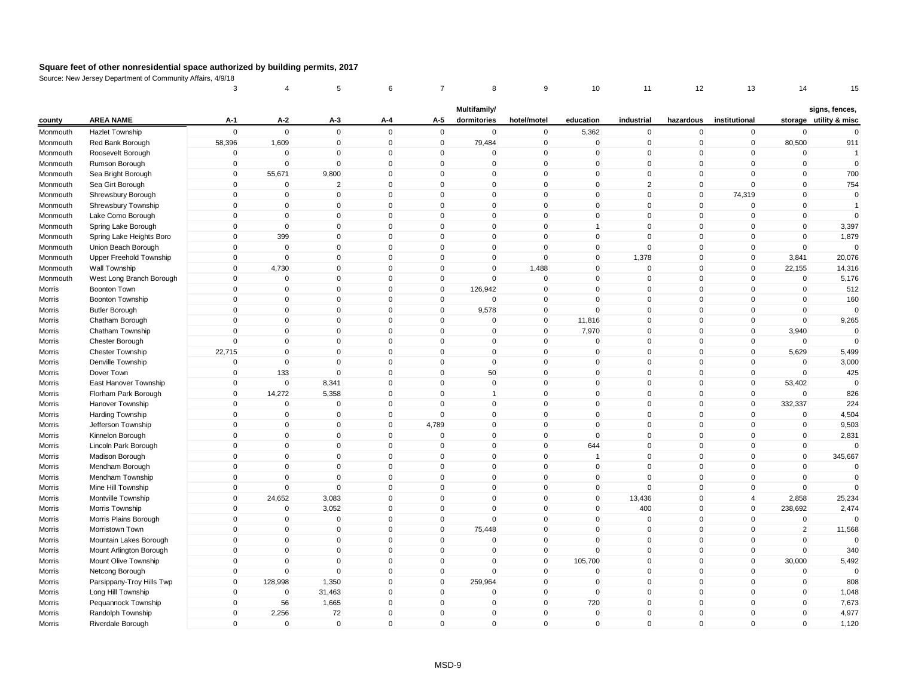# Square feet of other nonresidential space authorized by building permits, 2017

Source: New Jersey Department of Community Affairs, 4/9/18

| | | 3 | 4 | 5 | 6 | 7 | 8 | 9 | 10 | 11 | 12 | 13 | 14 | 15 |
|---|---|---|---|---|---|---|---|---|---|---|---|---|---|---|
| county | AREA NAME | A-1 | A-2 | A-3 | A-4 | A-5 | Multifamily/ dormitories | hotel/motel | education | industrial | hazardous | institutional | storage | signs, fences, utility & misc |
| Monmouth | Hazlet Township | 0 | 0 | 0 | 0 | 0 | 0 | 0 | 5,362 | 0 | 0 | 0 | 0 | 0 |
| Monmouth | Red Bank Borough | 58,396 | 1,609 | 0 | 0 | 0 | 79,484 | 0 | 0 | 0 | 0 | 0 | 80,500 | 911 |
| Monmouth | Roosevelt Borough | 0 | 0 | 0 | 0 | 0 | 0 | 0 | 0 | 0 | 0 | 0 | 0 | 1 |
| Monmouth | Rumson Borough | 0 | 0 | 0 | 0 | 0 | 0 | 0 | 0 | 0 | 0 | 0 | 0 | 0 |
| Monmouth | Sea Bright Borough | 0 | 55,671 | 9,800 | 0 | 0 | 0 | 0 | 0 | 0 | 0 | 0 | 0 | 700 |
| Monmouth | Sea Girt Borough | 0 | 0 | 2 | 0 | 0 | 0 | 0 | 0 | 2 | 0 | 0 | 0 | 754 |
| Monmouth | Shrewsbury Borough | 0 | 0 | 0 | 0 | 0 | 0 | 0 | 0 | 0 | 0 | 74,319 | 0 | 0 |
| Monmouth | Shrewsbury Township | 0 | 0 | 0 | 0 | 0 | 0 | 0 | 0 | 0 | 0 | 0 | 0 | 1 |
| Monmouth | Lake Como Borough | 0 | 0 | 0 | 0 | 0 | 0 | 0 | 0 | 0 | 0 | 0 | 0 | 0 |
| Monmouth | Spring Lake Borough | 0 | 0 | 0 | 0 | 0 | 0 | 0 | 1 | 0 | 0 | 0 | 0 | 3,397 |
| Monmouth | Spring Lake Heights Boro | 0 | 399 | 0 | 0 | 0 | 0 | 0 | 0 | 0 | 0 | 0 | 0 | 1,879 |
| Monmouth | Union Beach Borough | 0 | 0 | 0 | 0 | 0 | 0 | 0 | 0 | 0 | 0 | 0 | 0 | 0 |
| Monmouth | Upper Freehold Township | 0 | 0 | 0 | 0 | 0 | 0 | 0 | 0 | 1,378 | 0 | 0 | 3,841 | 20,076 |
| Monmouth | Wall Township | 0 | 4,730 | 0 | 0 | 0 | 0 | 1,488 | 0 | 0 | 0 | 0 | 22,155 | 14,316 |
| Monmouth | West Long Branch Borough | 0 | 0 | 0 | 0 | 0 | 0 | 0 | 0 | 0 | 0 | 0 | 0 | 5,176 |
| Morris | Boonton Town | 0 | 0 | 0 | 0 | 0 | 126,942 | 0 | 0 | 0 | 0 | 0 | 0 | 512 |
| Morris | Boonton Township | 0 | 0 | 0 | 0 | 0 | 0 | 0 | 0 | 0 | 0 | 0 | 0 | 160 |
| Morris | Butler Borough | 0 | 0 | 0 | 0 | 0 | 9,578 | 0 | 0 | 0 | 0 | 0 | 0 | 0 |
| Morris | Chatham Borough | 0 | 0 | 0 | 0 | 0 | 0 | 0 | 11,816 | 0 | 0 | 0 | 0 | 9,265 |
| Morris | Chatham Township | 0 | 0 | 0 | 0 | 0 | 0 | 0 | 7,970 | 0 | 0 | 0 | 3,940 | 0 |
| Morris | Chester Borough | 0 | 0 | 0 | 0 | 0 | 0 | 0 | 0 | 0 | 0 | 0 | 0 | 0 |
| Morris | Chester Township | 22,715 | 0 | 0 | 0 | 0 | 0 | 0 | 0 | 0 | 0 | 0 | 5,629 | 5,499 |
| Morris | Denville Township | 0 | 0 | 0 | 0 | 0 | 0 | 0 | 0 | 0 | 0 | 0 | 0 | 3,000 |
| Morris | Dover Town | 0 | 133 | 0 | 0 | 0 | 50 | 0 | 0 | 0 | 0 | 0 | 0 | 425 |
| Morris | East Hanover Township | 0 | 0 | 8,341 | 0 | 0 | 0 | 0 | 0 | 0 | 0 | 0 | 53,402 | 0 |
| Morris | Florham Park Borough | 0 | 14,272 | 5,358 | 0 | 0 | 1 | 0 | 0 | 0 | 0 | 0 | 0 | 826 |
| Morris | Hanover Township | 0 | 0 | 0 | 0 | 0 | 0 | 0 | 0 | 0 | 0 | 0 | 332,337 | 224 |
| Morris | Harding Township | 0 | 0 | 0 | 0 | 0 | 0 | 0 | 0 | 0 | 0 | 0 | 0 | 4,504 |
| Morris | Jefferson Township | 0 | 0 | 0 | 0 | 4,789 | 0 | 0 | 0 | 0 | 0 | 0 | 0 | 9,503 |
| Morris | Kinnelon Borough | 0 | 0 | 0 | 0 | 0 | 0 | 0 | 0 | 0 | 0 | 0 | 0 | 2,831 |
| Morris | Lincoln Park Borough | 0 | 0 | 0 | 0 | 0 | 0 | 0 | 644 | 0 | 0 | 0 | 0 | 0 |
| Morris | Madison Borough | 0 | 0 | 0 | 0 | 0 | 0 | 0 | 1 | 0 | 0 | 0 | 0 | 345,667 |
| Morris | Mendham Borough | 0 | 0 | 0 | 0 | 0 | 0 | 0 | 0 | 0 | 0 | 0 | 0 | 0 |
| Morris | Mendham Township | 0 | 0 | 0 | 0 | 0 | 0 | 0 | 0 | 0 | 0 | 0 | 0 | 0 |
| Morris | Mine Hill Township | 0 | 0 | 0 | 0 | 0 | 0 | 0 | 0 | 0 | 0 | 0 | 0 | 0 |
| Morris | Montville Township | 0 | 24,652 | 3,083 | 0 | 0 | 0 | 0 | 0 | 13,436 | 0 | 4 | 2,858 | 25,234 |
| Morris | Morris Township | 0 | 0 | 3,052 | 0 | 0 | 0 | 0 | 0 | 400 | 0 | 0 | 238,692 | 2,474 |
| Morris | Morris Plains Borough | 0 | 0 | 0 | 0 | 0 | 0 | 0 | 0 | 0 | 0 | 0 | 0 | 0 |
| Morris | Morristown Town | 0 | 0 | 0 | 0 | 0 | 75,448 | 0 | 0 | 0 | 0 | 0 | 2 | 11,568 |
| Morris | Mountain Lakes Borough | 0 | 0 | 0 | 0 | 0 | 0 | 0 | 0 | 0 | 0 | 0 | 0 | 0 |
| Morris | Mount Arlington Borough | 0 | 0 | 0 | 0 | 0 | 0 | 0 | 0 | 0 | 0 | 0 | 0 | 340 |
| Morris | Mount Olive Township | 0 | 0 | 0 | 0 | 0 | 0 | 0 | 105,700 | 0 | 0 | 0 | 30,000 | 5,492 |
| Morris | Netcong Borough | 0 | 0 | 0 | 0 | 0 | 0 | 0 | 0 | 0 | 0 | 0 | 0 | 0 |
| Morris | Parsippany-Troy Hills Twp | 0 | 128,998 | 1,350 | 0 | 0 | 259,964 | 0 | 0 | 0 | 0 | 0 | 0 | 808 |
| Morris | Long Hill Township | 0 | 0 | 31,463 | 0 | 0 | 0 | 0 | 0 | 0 | 0 | 0 | 0 | 1,048 |
| Morris | Pequannock Township | 0 | 56 | 1,665 | 0 | 0 | 0 | 0 | 720 | 0 | 0 | 0 | 0 | 7,673 |
| Morris | Randolph Township | 0 | 2,256 | 72 | 0 | 0 | 0 | 0 | 0 | 0 | 0 | 0 | 0 | 4,977 |
| Morris | Riverdale Borough | 0 | 0 | 0 | 0 | 0 | 0 | 0 | 0 | 0 | 0 | 0 | 0 | 1,120 |

MSD-9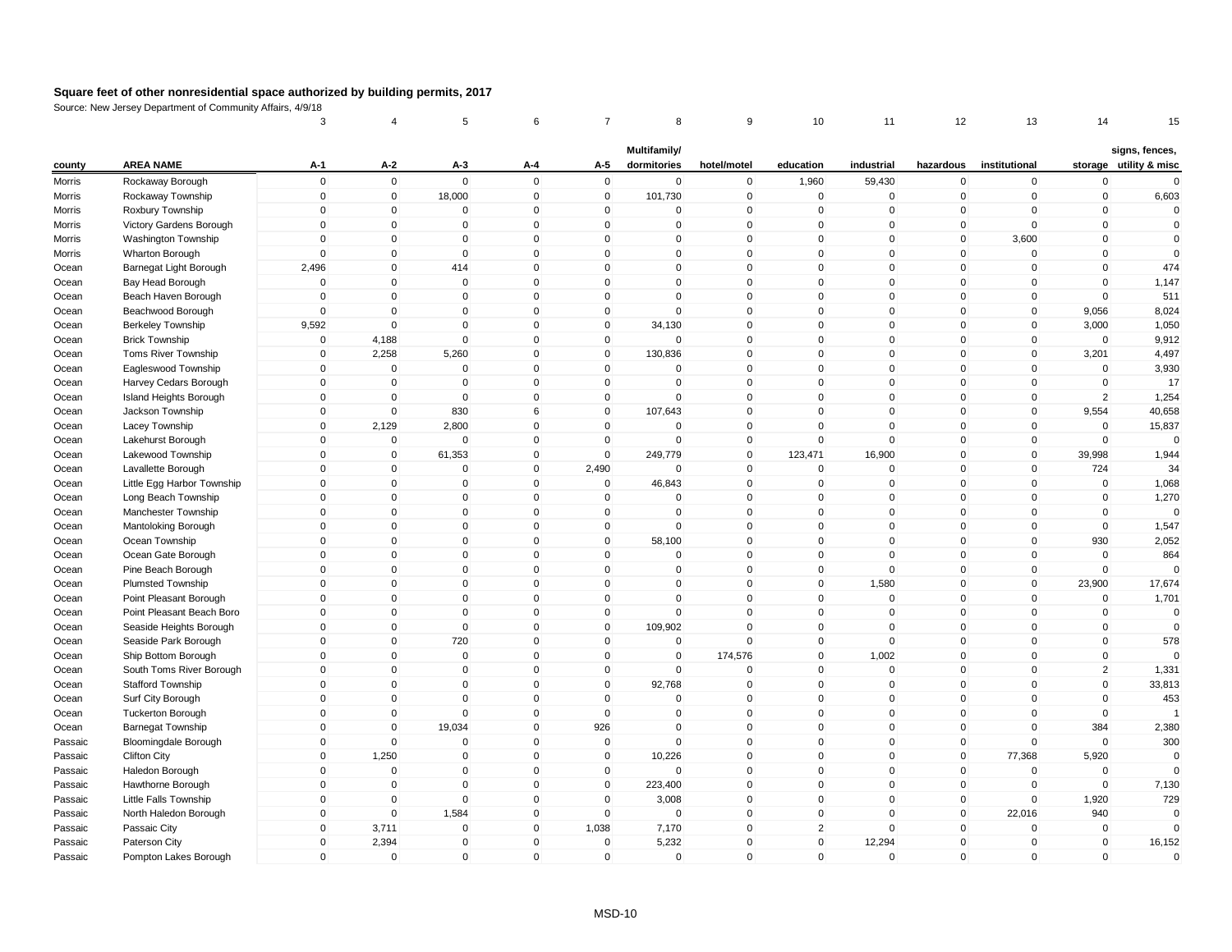**Square feet of other nonresidential space authorized by building permits, 2017**

Source: New Jersey Department of Community Affairs, 4/9/18

| | | 3 | 4 | 5 | 6 | 7 | 8 | 9 | 10 | 11 | 12 | 13 | 14 | 15 |
|---|---|---|---|---|---|---|---|---|---|---|---|---|---|---|
| county | AREA NAME | A-1 | A-2 | A-3 | A-4 | A-5 | Multifamily/ dormitories | hotel/motel | education | industrial | hazardous | institutional | storage | signs, fences, utility & misc |
| Morris | Rockaway Borough | 0 | 0 | 0 | 0 | 0 | 0 | 0 | 1,960 | 59,430 | 0 | 0 | 0 | 0 |
| Morris | Rockaway Township | 0 | 0 | 18,000 | 0 | 0 | 101,730 | 0 | 0 | 0 | 0 | 0 | 0 | 6,603 |
| Morris | Roxbury Township | 0 | 0 | 0 | 0 | 0 | 0 | 0 | 0 | 0 | 0 | 0 | 0 | 0 |
| Morris | Victory Gardens Borough | 0 | 0 | 0 | 0 | 0 | 0 | 0 | 0 | 0 | 0 | 0 | 0 | 0 |
| Morris | Washington Township | 0 | 0 | 0 | 0 | 0 | 0 | 0 | 0 | 0 | 0 | 3,600 | 0 | 0 |
| Morris | Wharton Borough | 0 | 0 | 0 | 0 | 0 | 0 | 0 | 0 | 0 | 0 | 0 | 0 | 0 |
| Ocean | Barnegat Light Borough | 2,496 | 0 | 414 | 0 | 0 | 0 | 0 | 0 | 0 | 0 | 0 | 0 | 474 |
| Ocean | Bay Head Borough | 0 | 0 | 0 | 0 | 0 | 0 | 0 | 0 | 0 | 0 | 0 | 0 | 1,147 |
| Ocean | Beach Haven Borough | 0 | 0 | 0 | 0 | 0 | 0 | 0 | 0 | 0 | 0 | 0 | 0 | 511 |
| Ocean | Beachwood Borough | 0 | 0 | 0 | 0 | 0 | 0 | 0 | 0 | 0 | 0 | 0 | 9,056 | 8,024 |
| Ocean | Berkeley Township | 9,592 | 0 | 0 | 0 | 0 | 34,130 | 0 | 0 | 0 | 0 | 0 | 3,000 | 1,050 |
| Ocean | Brick Township | 0 | 4,188 | 0 | 0 | 0 | 0 | 0 | 0 | 0 | 0 | 0 | 0 | 9,912 |
| Ocean | Toms River Township | 0 | 2,258 | 5,260 | 0 | 0 | 130,836 | 0 | 0 | 0 | 0 | 0 | 3,201 | 4,497 |
| Ocean | Eagleswood Township | 0 | 0 | 0 | 0 | 0 | 0 | 0 | 0 | 0 | 0 | 0 | 0 | 3,930 |
| Ocean | Harvey Cedars Borough | 0 | 0 | 0 | 0 | 0 | 0 | 0 | 0 | 0 | 0 | 0 | 0 | 17 |
| Ocean | Island Heights Borough | 0 | 0 | 0 | 0 | 0 | 0 | 0 | 0 | 0 | 0 | 0 | 2 | 1,254 |
| Ocean | Jackson Township | 0 | 0 | 830 | 6 | 0 | 107,643 | 0 | 0 | 0 | 0 | 0 | 9,554 | 40,658 |
| Ocean | Lacey Township | 0 | 2,129 | 2,800 | 0 | 0 | 0 | 0 | 0 | 0 | 0 | 0 | 0 | 15,837 |
| Ocean | Lakehurst Borough | 0 | 0 | 0 | 0 | 0 | 0 | 0 | 0 | 0 | 0 | 0 | 0 | 0 |
| Ocean | Lakewood Township | 0 | 0 | 61,353 | 0 | 0 | 249,779 | 0 | 123,471 | 16,900 | 0 | 0 | 39,998 | 1,944 |
| Ocean | Lavallette Borough | 0 | 0 | 0 | 0 | 2,490 | 0 | 0 | 0 | 0 | 0 | 0 | 724 | 34 |
| Ocean | Little Egg Harbor Township | 0 | 0 | 0 | 0 | 0 | 46,843 | 0 | 0 | 0 | 0 | 0 | 0 | 1,068 |
| Ocean | Long Beach Township | 0 | 0 | 0 | 0 | 0 | 0 | 0 | 0 | 0 | 0 | 0 | 0 | 1,270 |
| Ocean | Manchester Township | 0 | 0 | 0 | 0 | 0 | 0 | 0 | 0 | 0 | 0 | 0 | 0 | 0 |
| Ocean | Mantoloking Borough | 0 | 0 | 0 | 0 | 0 | 0 | 0 | 0 | 0 | 0 | 0 | 0 | 1,547 |
| Ocean | Ocean Township | 0 | 0 | 0 | 0 | 0 | 58,100 | 0 | 0 | 0 | 0 | 0 | 930 | 2,052 |
| Ocean | Ocean Gate Borough | 0 | 0 | 0 | 0 | 0 | 0 | 0 | 0 | 0 | 0 | 0 | 0 | 864 |
| Ocean | Pine Beach Borough | 0 | 0 | 0 | 0 | 0 | 0 | 0 | 0 | 0 | 0 | 0 | 0 | 0 |
| Ocean | Plumsted Township | 0 | 0 | 0 | 0 | 0 | 0 | 0 | 0 | 1,580 | 0 | 0 | 23,900 | 17,674 |
| Ocean | Point Pleasant Borough | 0 | 0 | 0 | 0 | 0 | 0 | 0 | 0 | 0 | 0 | 0 | 0 | 1,701 |
| Ocean | Point Pleasant Beach Boro | 0 | 0 | 0 | 0 | 0 | 0 | 0 | 0 | 0 | 0 | 0 | 0 | 0 |
| Ocean | Seaside Heights Borough | 0 | 0 | 0 | 0 | 0 | 109,902 | 0 | 0 | 0 | 0 | 0 | 0 | 0 |
| Ocean | Seaside Park Borough | 0 | 0 | 720 | 0 | 0 | 0 | 0 | 0 | 0 | 0 | 0 | 0 | 578 |
| Ocean | Ship Bottom Borough | 0 | 0 | 0 | 0 | 0 | 0 | 174,576 | 0 | 1,002 | 0 | 0 | 0 | 0 |
| Ocean | South Toms River Borough | 0 | 0 | 0 | 0 | 0 | 0 | 0 | 0 | 0 | 0 | 0 | 2 | 1,331 |
| Ocean | Stafford Township | 0 | 0 | 0 | 0 | 0 | 92,768 | 0 | 0 | 0 | 0 | 0 | 0 | 33,813 |
| Ocean | Surf City Borough | 0 | 0 | 0 | 0 | 0 | 0 | 0 | 0 | 0 | 0 | 0 | 0 | 453 |
| Ocean | Tuckerton Borough | 0 | 0 | 0 | 0 | 0 | 0 | 0 | 0 | 0 | 0 | 0 | 0 | 1 |
| Ocean | Barnegat Township | 0 | 0 | 19,034 | 0 | 926 | 0 | 0 | 0 | 0 | 0 | 0 | 384 | 2,380 |
| Passaic | Bloomingdale Borough | 0 | 0 | 0 | 0 | 0 | 0 | 0 | 0 | 0 | 0 | 0 | 0 | 300 |
| Passaic | Clifton City | 0 | 1,250 | 0 | 0 | 0 | 10,226 | 0 | 0 | 0 | 0 | 77,368 | 5,920 | 0 |
| Passaic | Haledon Borough | 0 | 0 | 0 | 0 | 0 | 0 | 0 | 0 | 0 | 0 | 0 | 0 | 0 |
| Passaic | Hawthorne Borough | 0 | 0 | 0 | 0 | 0 | 223,400 | 0 | 0 | 0 | 0 | 0 | 0 | 7,130 |
| Passaic | Little Falls Township | 0 | 0 | 0 | 0 | 0 | 3,008 | 0 | 0 | 0 | 0 | 0 | 1,920 | 729 |
| Passaic | North Haledon Borough | 0 | 0 | 1,584 | 0 | 0 | 0 | 0 | 0 | 0 | 0 | 22,016 | 940 | 0 |
| Passaic | Passaic City | 0 | 3,711 | 0 | 0 | 1,038 | 7,170 | 0 | 2 | 0 | 0 | 0 | 0 | 0 |
| Passaic | Paterson City | 0 | 2,394 | 0 | 0 | 0 | 5,232 | 0 | 0 | 12,294 | 0 | 0 | 0 | 16,152 |
| Passaic | Pompton Lakes Borough | 0 | 0 | 0 | 0 | 0 | 0 | 0 | 0 | 0 | 0 | 0 | 0 | 0 |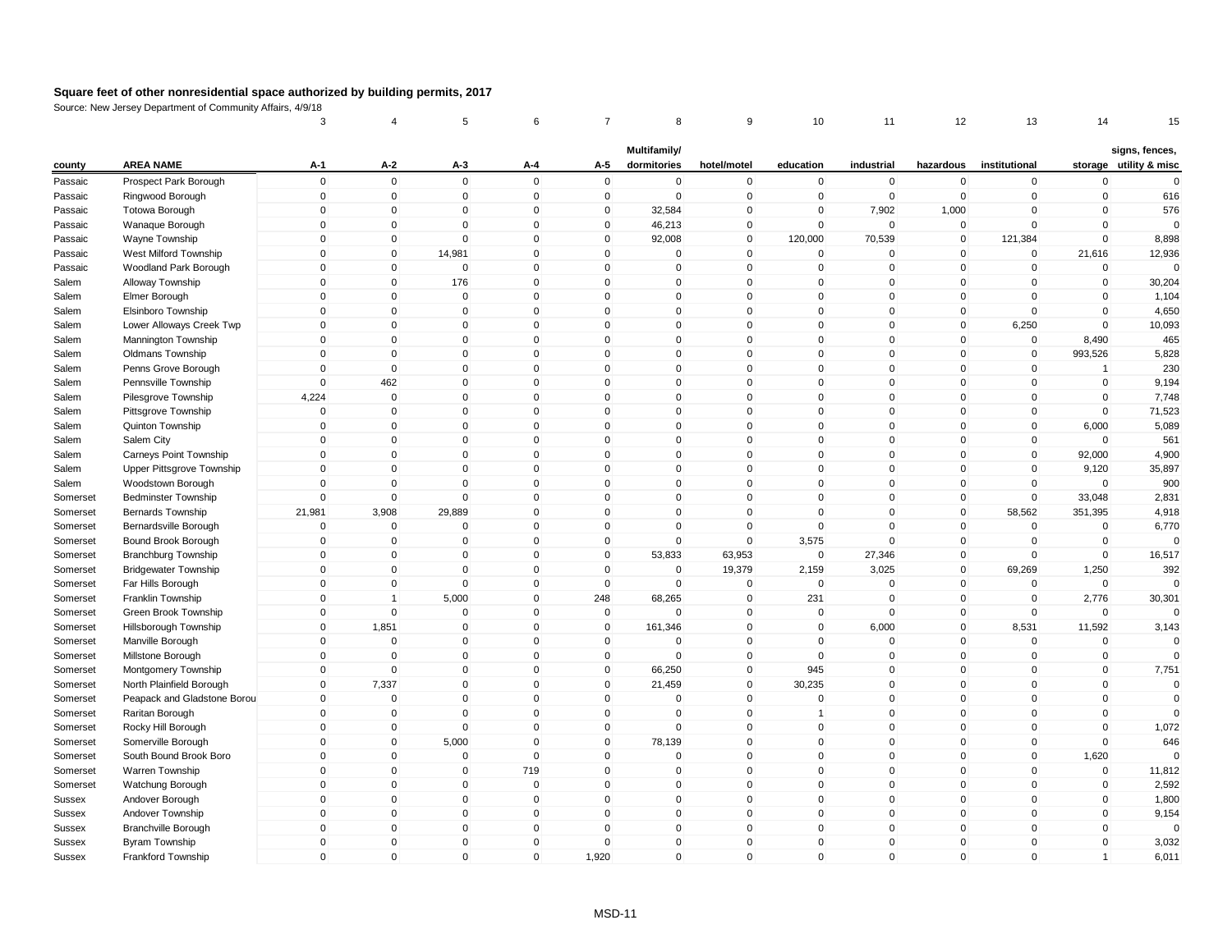**Square feet of other nonresidential space authorized by building permits, 2017**

Source: New Jersey Department of Community Affairs, 4/9/18

| | | 3 | 4 | 5 | 6 | 7 | 8 | 9 | 10 | 11 | 12 | 13 | 14 | 15 |
|---|---|---|---|---|---|---|---|---|---|---|---|---|---|---|
| county | AREA NAME | A-1 | A-2 | A-3 | A-4 | A-5 | Multifamily/ dormitories | hotel/motel | education | industrial | hazardous | institutional | storage | signs, fences, utility & misc |
| Passaic | Prospect Park Borough | 0 | 0 | 0 | 0 | 0 | 0 | 0 | 0 | 0 | 0 | 0 | 0 | 0 |
| Passaic | Ringwood Borough | 0 | 0 | 0 | 0 | 0 | 0 | 0 | 0 | 0 | 0 | 0 | 0 | 616 |
| Passaic | Totowa Borough | 0 | 0 | 0 | 0 | 0 | 32,584 | 0 | 0 | 7,902 | 1,000 | 0 | 0 | 576 |
| Passaic | Wanaque Borough | 0 | 0 | 0 | 0 | 0 | 46,213 | 0 | 0 | 0 | 0 | 0 | 0 | 0 |
| Passaic | Wayne Township | 0 | 0 | 0 | 0 | 0 | 92,008 | 0 | 120,000 | 70,539 | 0 | 121,384 | 0 | 8,898 |
| Passaic | West Milford Township | 0 | 0 | 14,981 | 0 | 0 | 0 | 0 | 0 | 0 | 0 | 0 | 21,616 | 12,936 |
| Passaic | Woodland Park Borough | 0 | 0 | 0 | 0 | 0 | 0 | 0 | 0 | 0 | 0 | 0 | 0 | 0 |
| Salem | Alloway Township | 0 | 0 | 176 | 0 | 0 | 0 | 0 | 0 | 0 | 0 | 0 | 0 | 30,204 |
| Salem | Elmer Borough | 0 | 0 | 0 | 0 | 0 | 0 | 0 | 0 | 0 | 0 | 0 | 0 | 1,104 |
| Salem | Elsinboro Township | 0 | 0 | 0 | 0 | 0 | 0 | 0 | 0 | 0 | 0 | 0 | 0 | 4,650 |
| Salem | Lower Alloways Creek Twp | 0 | 0 | 0 | 0 | 0 | 0 | 0 | 0 | 0 | 0 | 6,250 | 0 | 10,093 |
| Salem | Mannington Township | 0 | 0 | 0 | 0 | 0 | 0 | 0 | 0 | 0 | 0 | 0 | 8,490 | 465 |
| Salem | Oldmans Township | 0 | 0 | 0 | 0 | 0 | 0 | 0 | 0 | 0 | 0 | 0 | 993,526 | 5,828 |
| Salem | Penns Grove Borough | 0 | 0 | 0 | 0 | 0 | 0 | 0 | 0 | 0 | 0 | 0 | 1 | 230 |
| Salem | Pennsville Township | 0 | 462 | 0 | 0 | 0 | 0 | 0 | 0 | 0 | 0 | 0 | 0 | 9,194 |
| Salem | Pilesgrove Township | 4,224 | 0 | 0 | 0 | 0 | 0 | 0 | 0 | 0 | 0 | 0 | 0 | 7,748 |
| Salem | Pittsgrove Township | 0 | 0 | 0 | 0 | 0 | 0 | 0 | 0 | 0 | 0 | 0 | 0 | 71,523 |
| Salem | Quinton Township | 0 | 0 | 0 | 0 | 0 | 0 | 0 | 0 | 0 | 0 | 0 | 6,000 | 5,089 |
| Salem | Salem City | 0 | 0 | 0 | 0 | 0 | 0 | 0 | 0 | 0 | 0 | 0 | 0 | 561 |
| Salem | Carneys Point Township | 0 | 0 | 0 | 0 | 0 | 0 | 0 | 0 | 0 | 0 | 0 | 92,000 | 4,900 |
| Salem | Upper Pittsgrove Township | 0 | 0 | 0 | 0 | 0 | 0 | 0 | 0 | 0 | 0 | 0 | 9,120 | 35,897 |
| Salem | Woodstown Borough | 0 | 0 | 0 | 0 | 0 | 0 | 0 | 0 | 0 | 0 | 0 | 0 | 900 |
| Somerset | Bedminster Township | 0 | 0 | 0 | 0 | 0 | 0 | 0 | 0 | 0 | 0 | 0 | 33,048 | 2,831 |
| Somerset | Bernards Township | 21,981 | 3,908 | 29,889 | 0 | 0 | 0 | 0 | 0 | 0 | 0 | 58,562 | 351,395 | 4,918 |
| Somerset | Bernardsville Borough | 0 | 0 | 0 | 0 | 0 | 0 | 0 | 0 | 0 | 0 | 0 | 0 | 6,770 |
| Somerset | Bound Brook Borough | 0 | 0 | 0 | 0 | 0 | 0 | 0 | 3,575 | 0 | 0 | 0 | 0 | 0 |
| Somerset | Branchburg Township | 0 | 0 | 0 | 0 | 0 | 53,833 | 63,953 | 0 | 27,346 | 0 | 0 | 0 | 16,517 |
| Somerset | Bridgewater Township | 0 | 0 | 0 | 0 | 0 | 0 | 19,379 | 2,159 | 3,025 | 0 | 69,269 | 1,250 | 392 |
| Somerset | Far Hills Borough | 0 | 0 | 0 | 0 | 0 | 0 | 0 | 0 | 0 | 0 | 0 | 0 | 0 |
| Somerset | Franklin Township | 0 | 1 | 5,000 | 0 | 248 | 68,265 | 0 | 231 | 0 | 0 | 0 | 2,776 | 30,301 |
| Somerset | Green Brook Township | 0 | 0 | 0 | 0 | 0 | 0 | 0 | 0 | 0 | 0 | 0 | 0 | 0 |
| Somerset | Hillsborough Township | 0 | 1,851 | 0 | 0 | 0 | 161,346 | 0 | 0 | 6,000 | 0 | 8,531 | 11,592 | 3,143 |
| Somerset | Manville Borough | 0 | 0 | 0 | 0 | 0 | 0 | 0 | 0 | 0 | 0 | 0 | 0 | 0 |
| Somerset | Millstone Borough | 0 | 0 | 0 | 0 | 0 | 0 | 0 | 0 | 0 | 0 | 0 | 0 | 0 |
| Somerset | Montgomery Township | 0 | 0 | 0 | 0 | 0 | 66,250 | 0 | 945 | 0 | 0 | 0 | 0 | 7,751 |
| Somerset | North Plainfield Borough | 0 | 7,337 | 0 | 0 | 0 | 21,459 | 0 | 30,235 | 0 | 0 | 0 | 0 | 0 |
| Somerset | Peapack and Gladstone Borou | 0 | 0 | 0 | 0 | 0 | 0 | 0 | 0 | 0 | 0 | 0 | 0 | 0 |
| Somerset | Raritan Borough | 0 | 0 | 0 | 0 | 0 | 0 | 0 | 1 | 0 | 0 | 0 | 0 | 0 |
| Somerset | Rocky Hill Borough | 0 | 0 | 0 | 0 | 0 | 0 | 0 | 0 | 0 | 0 | 0 | 0 | 1,072 |
| Somerset | Somerville Borough | 0 | 0 | 5,000 | 0 | 0 | 78,139 | 0 | 0 | 0 | 0 | 0 | 0 | 646 |
| Somerset | South Bound Brook Boro | 0 | 0 | 0 | 0 | 0 | 0 | 0 | 0 | 0 | 0 | 0 | 1,620 | 0 |
| Somerset | Warren Township | 0 | 0 | 0 | 719 | 0 | 0 | 0 | 0 | 0 | 0 | 0 | 0 | 11,812 |
| Somerset | Watchung Borough | 0 | 0 | 0 | 0 | 0 | 0 | 0 | 0 | 0 | 0 | 0 | 0 | 2,592 |
| Sussex | Andover Borough | 0 | 0 | 0 | 0 | 0 | 0 | 0 | 0 | 0 | 0 | 0 | 0 | 1,800 |
| Sussex | Andover Township | 0 | 0 | 0 | 0 | 0 | 0 | 0 | 0 | 0 | 0 | 0 | 0 | 9,154 |
| Sussex | Branchville Borough | 0 | 0 | 0 | 0 | 0 | 0 | 0 | 0 | 0 | 0 | 0 | 0 | 0 |
| Sussex | Byram Township | 0 | 0 | 0 | 0 | 0 | 0 | 0 | 0 | 0 | 0 | 0 | 0 | 3,032 |
| Sussex | Frankford Township | 0 | 0 | 0 | 0 | 1,920 | 0 | 0 | 0 | 0 | 0 | 0 | 1 | 6,011 |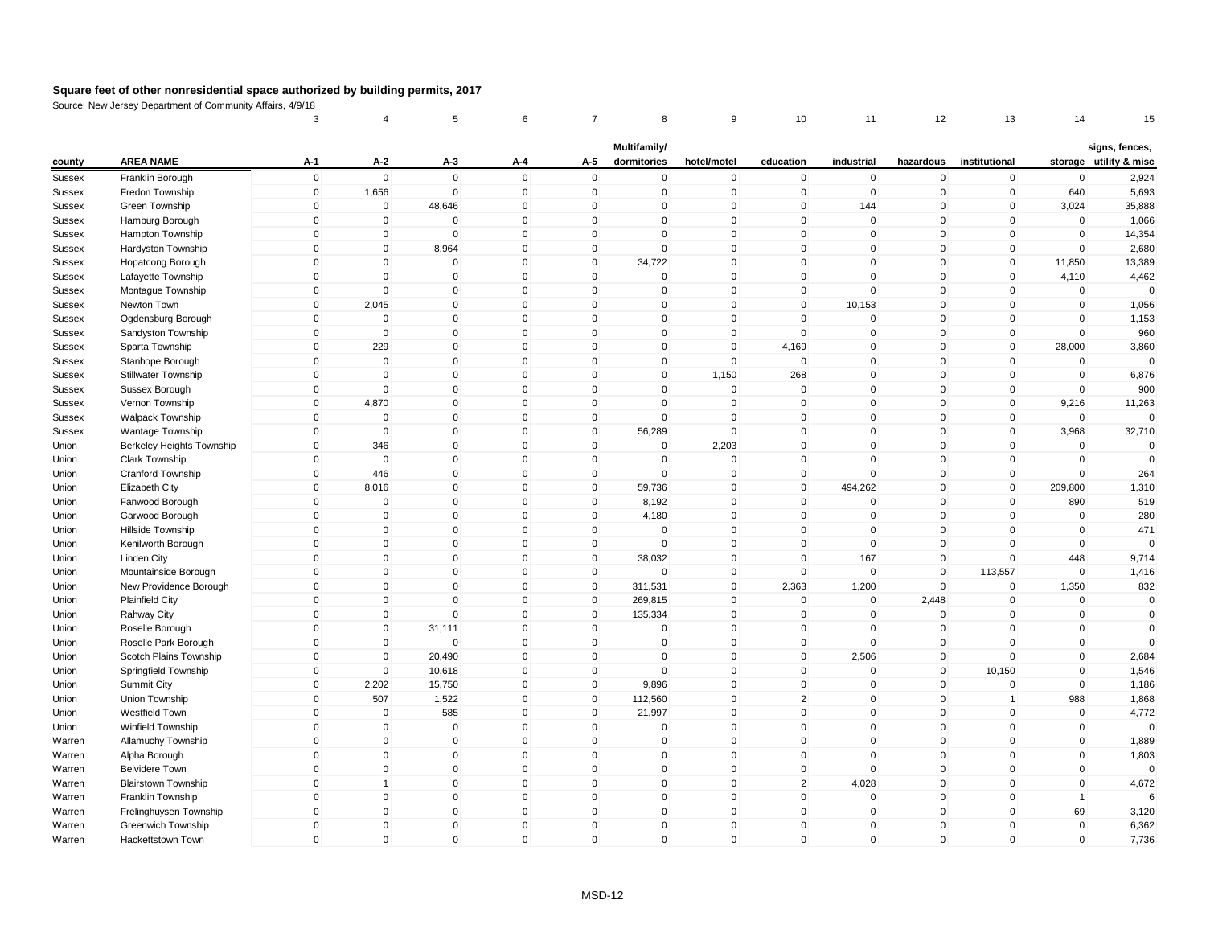**Square feet of other nonresidential space authorized by building permits, 2017**

Source: New Jersey Department of Community Affairs, 4/9/18

| | | 3 | 4 | 5 | 6 | 7 | 8 | 9 | 10 | 11 | 12 | 13 | 14 | 15 |
|---|---|---|---|---|---|---|---|---|---|---|---|---|---|---|
| county | AREA NAME | A-1 | A-2 | A-3 | A-4 | A-5 | Multifamily/ dormitories | hotel/motel | education | industrial | hazardous | institutional | storage | signs, fences, utility & misc |
| Sussex | Franklin Borough | 0 | 0 | 0 | 0 | 0 | 0 | 0 | 0 | 0 | 0 | 0 | 0 | 2,924 |
| Sussex | Fredon Township | 0 | 1,656 | 0 | 0 | 0 | 0 | 0 | 0 | 0 | 0 | 0 | 640 | 5,693 |
| Sussex | Green Township | 0 | 0 | 48,646 | 0 | 0 | 0 | 0 | 0 | 144 | 0 | 0 | 3,024 | 35,888 |
| Sussex | Hamburg Borough | 0 | 0 | 0 | 0 | 0 | 0 | 0 | 0 | 0 | 0 | 0 | 0 | 1,066 |
| Sussex | Hampton Township | 0 | 0 | 0 | 0 | 0 | 0 | 0 | 0 | 0 | 0 | 0 | 0 | 14,354 |
| Sussex | Hardyston Township | 0 | 0 | 8,964 | 0 | 0 | 0 | 0 | 0 | 0 | 0 | 0 | 0 | 2,680 |
| Sussex | Hopatcong Borough | 0 | 0 | 0 | 0 | 0 | 34,722 | 0 | 0 | 0 | 0 | 0 | 11,850 | 13,389 |
| Sussex | Lafayette Township | 0 | 0 | 0 | 0 | 0 | 0 | 0 | 0 | 0 | 0 | 0 | 4,110 | 4,462 |
| Sussex | Montague Township | 0 | 0 | 0 | 0 | 0 | 0 | 0 | 0 | 0 | 0 | 0 | 0 | 0 |
| Sussex | Newton Town | 0 | 2,045 | 0 | 0 | 0 | 0 | 0 | 0 | 10,153 | 0 | 0 | 0 | 1,056 |
| Sussex | Ogdensburg Borough | 0 | 0 | 0 | 0 | 0 | 0 | 0 | 0 | 0 | 0 | 0 | 0 | 1,153 |
| Sussex | Sandyston Township | 0 | 0 | 0 | 0 | 0 | 0 | 0 | 0 | 0 | 0 | 0 | 0 | 960 |
| Sussex | Sparta Township | 0 | 229 | 0 | 0 | 0 | 0 | 0 | 4,169 | 0 | 0 | 0 | 28,000 | 3,860 |
| Sussex | Stanhope Borough | 0 | 0 | 0 | 0 | 0 | 0 | 0 | 0 | 0 | 0 | 0 | 0 | 0 |
| Sussex | Stillwater Township | 0 | 0 | 0 | 0 | 0 | 0 | 1,150 | 268 | 0 | 0 | 0 | 0 | 6,876 |
| Sussex | Sussex Borough | 0 | 0 | 0 | 0 | 0 | 0 | 0 | 0 | 0 | 0 | 0 | 0 | 900 |
| Sussex | Vernon Township | 0 | 4,870 | 0 | 0 | 0 | 0 | 0 | 0 | 0 | 0 | 0 | 9,216 | 11,263 |
| Sussex | Walpack Township | 0 | 0 | 0 | 0 | 0 | 0 | 0 | 0 | 0 | 0 | 0 | 0 | 0 |
| Sussex | Wantage Township | 0 | 0 | 0 | 0 | 0 | 56,289 | 0 | 0 | 0 | 0 | 0 | 3,968 | 32,710 |
| Union | Berkeley Heights Township | 0 | 346 | 0 | 0 | 0 | 0 | 2,203 | 0 | 0 | 0 | 0 | 0 | 0 |
| Union | Clark Township | 0 | 0 | 0 | 0 | 0 | 0 | 0 | 0 | 0 | 0 | 0 | 0 | 0 |
| Union | Cranford Township | 0 | 446 | 0 | 0 | 0 | 0 | 0 | 0 | 0 | 0 | 0 | 0 | 264 |
| Union | Elizabeth City | 0 | 8,016 | 0 | 0 | 0 | 59,736 | 0 | 0 | 494,262 | 0 | 0 | 209,800 | 1,310 |
| Union | Fanwood Borough | 0 | 0 | 0 | 0 | 0 | 8,192 | 0 | 0 | 0 | 0 | 0 | 890 | 519 |
| Union | Garwood Borough | 0 | 0 | 0 | 0 | 0 | 4,180 | 0 | 0 | 0 | 0 | 0 | 0 | 280 |
| Union | Hillside Township | 0 | 0 | 0 | 0 | 0 | 0 | 0 | 0 | 0 | 0 | 0 | 0 | 471 |
| Union | Kenilworth Borough | 0 | 0 | 0 | 0 | 0 | 0 | 0 | 0 | 0 | 0 | 0 | 0 | 0 |
| Union | Linden City | 0 | 0 | 0 | 0 | 0 | 38,032 | 0 | 0 | 167 | 0 | 0 | 448 | 9,714 |
| Union | Mountainside Borough | 0 | 0 | 0 | 0 | 0 | 0 | 0 | 0 | 0 | 0 | 113,557 | 0 | 1,416 |
| Union | New Providence Borough | 0 | 0 | 0 | 0 | 0 | 311,531 | 0 | 2,363 | 1,200 | 0 | 0 | 1,350 | 832 |
| Union | Plainfield City | 0 | 0 | 0 | 0 | 0 | 269,815 | 0 | 0 | 0 | 2,448 | 0 | 0 | 0 |
| Union | Rahway City | 0 | 0 | 0 | 0 | 0 | 135,334 | 0 | 0 | 0 | 0 | 0 | 0 | 0 |
| Union | Roselle Borough | 0 | 0 | 31,111 | 0 | 0 | 0 | 0 | 0 | 0 | 0 | 0 | 0 | 0 |
| Union | Roselle Park Borough | 0 | 0 | 0 | 0 | 0 | 0 | 0 | 0 | 0 | 0 | 0 | 0 | 0 |
| Union | Scotch Plains Township | 0 | 0 | 20,490 | 0 | 0 | 0 | 0 | 0 | 2,506 | 0 | 0 | 0 | 2,684 |
| Union | Springfield Township | 0 | 0 | 10,618 | 0 | 0 | 0 | 0 | 0 | 0 | 0 | 10,150 | 0 | 1,546 |
| Union | Summit City | 0 | 2,202 | 15,750 | 0 | 0 | 9,896 | 0 | 0 | 0 | 0 | 0 | 0 | 1,186 |
| Union | Union Township | 0 | 507 | 1,522 | 0 | 0 | 112,560 | 0 | 2 | 0 | 0 | 1 | 988 | 1,868 |
| Union | Westfield Town | 0 | 0 | 585 | 0 | 0 | 21,997 | 0 | 0 | 0 | 0 | 0 | 0 | 4,772 |
| Union | Winfield Township | 0 | 0 | 0 | 0 | 0 | 0 | 0 | 0 | 0 | 0 | 0 | 0 | 0 |
| Warren | Allamuchy Township | 0 | 0 | 0 | 0 | 0 | 0 | 0 | 0 | 0 | 0 | 0 | 0 | 1,889 |
| Warren | Alpha Borough | 0 | 0 | 0 | 0 | 0 | 0 | 0 | 0 | 0 | 0 | 0 | 0 | 1,803 |
| Warren | Belvidere Town | 0 | 0 | 0 | 0 | 0 | 0 | 0 | 0 | 0 | 0 | 0 | 0 | 0 |
| Warren | Blairstown Township | 0 | 1 | 0 | 0 | 0 | 0 | 0 | 2 | 4,028 | 0 | 0 | 0 | 4,672 |
| Warren | Franklin Township | 0 | 0 | 0 | 0 | 0 | 0 | 0 | 0 | 0 | 0 | 0 | 1 | 6 |
| Warren | Frelinghuysen Township | 0 | 0 | 0 | 0 | 0 | 0 | 0 | 0 | 0 | 0 | 0 | 69 | 3,120 |
| Warren | Greenwich Township | 0 | 0 | 0 | 0 | 0 | 0 | 0 | 0 | 0 | 0 | 0 | 0 | 6,362 |
| Warren | Hackettstown Town | 0 | 0 | 0 | 0 | 0 | 0 | 0 | 0 | 0 | 0 | 0 | 0 | 7,736 |

MSD-12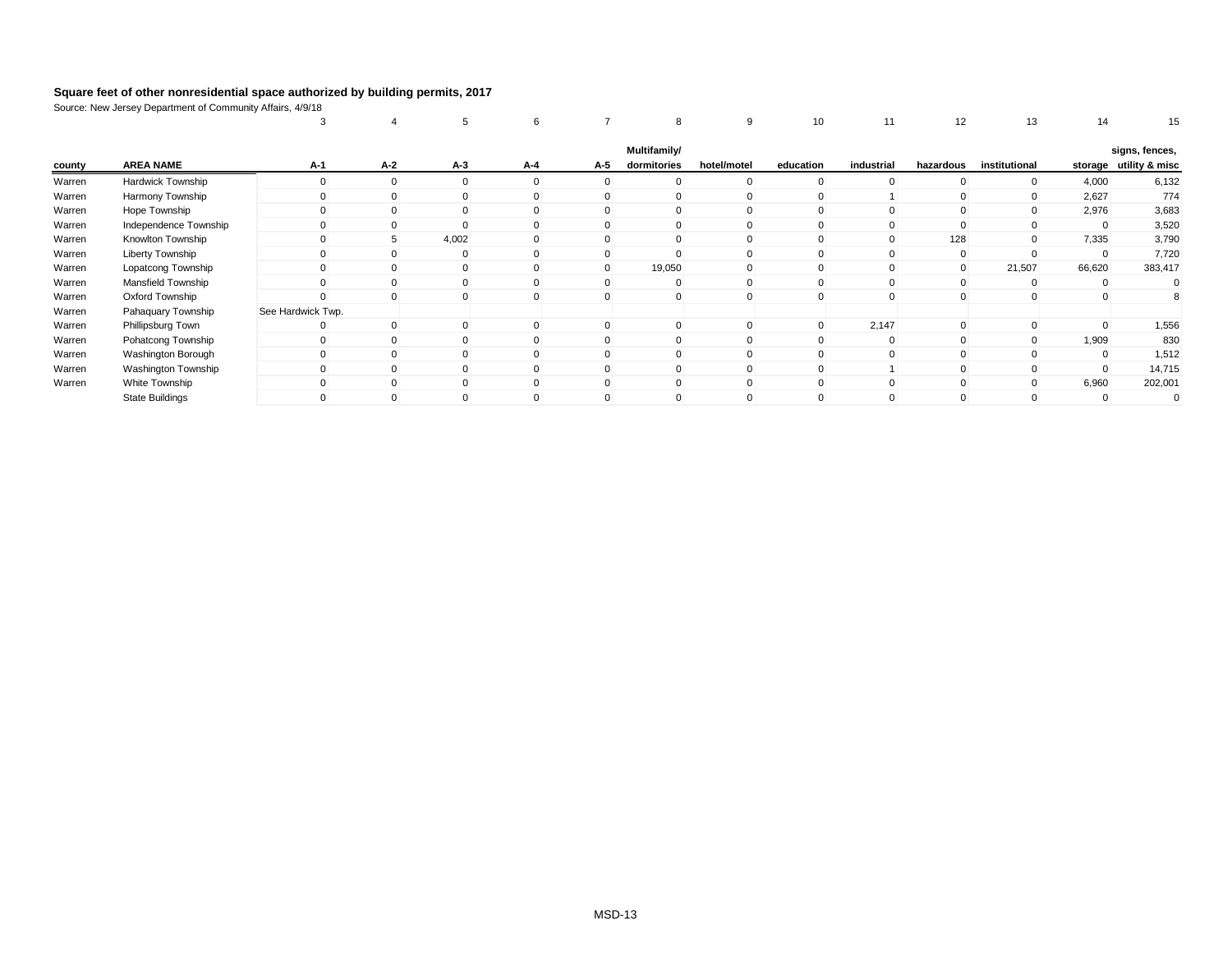**Square feet of other nonresidential space authorized by building permits, 2017**

Source: New Jersey Department of Community Affairs, 4/9/18

| | | 3 | 4 | 5 | 6 | 7 | 8 | 9 | 10 | 11 | 12 | 13 | 14 | 15 |
|---|---|---|---|---|---|---|---|---|---|---|---|---|---|---|
| county | AREA NAME | A-1 | A-2 | A-3 | A-4 | A-5 | Multifamily/ dormitories | hotel/motel | education | industrial | hazardous | institutional | storage | signs, fences, utility & misc |
| Warren | Hardwick Township | 0 | 0 | 0 | 0 | 0 | 0 | 0 | 0 | 0 | 0 | 0 | 4,000 | 6,132 |
| Warren | Harmony Township | 0 | 0 | 0 | 0 | 0 | 0 | 0 | 0 | 1 | 0 | 0 | 2,627 | 774 |
| Warren | Hope Township | 0 | 0 | 0 | 0 | 0 | 0 | 0 | 0 | 0 | 0 | 0 | 2,976 | 3,683 |
| Warren | Independence Township | 0 | 0 | 0 | 0 | 0 | 0 | 0 | 0 | 0 | 0 | 0 | 0 | 3,520 |
| Warren | Knowlton Township | 0 | 5 | 4,002 | 0 | 0 | 0 | 0 | 0 | 0 | 128 | 0 | 7,335 | 3,790 |
| Warren | Liberty Township | 0 | 0 | 0 | 0 | 0 | 0 | 0 | 0 | 0 | 0 | 0 | 0 | 7,720 |
| Warren | Lopatcong Township | 0 | 0 | 0 | 0 | 0 | 19,050 | 0 | 0 | 0 | 0 | 21,507 | 66,620 | 383,417 |
| Warren | Mansfield Township | 0 | 0 | 0 | 0 | 0 | 0 | 0 | 0 | 0 | 0 | 0 | 0 | 0 |
| Warren | Oxford Township | 0 | 0 | 0 | 0 | 0 | 0 | 0 | 0 | 0 | 0 | 0 | 0 | 8 |
| Warren | Pahaquary Township | See Hardwick Twp. | | | | | | | | | | | | |
| Warren | Phillipsburg Town | 0 | 0 | 0 | 0 | 0 | 0 | 0 | 0 | 2,147 | 0 | 0 | 0 | 1,556 |
| Warren | Pohatcong Township | 0 | 0 | 0 | 0 | 0 | 0 | 0 | 0 | 0 | 0 | 0 | 1,909 | 830 |
| Warren | Washington Borough | 0 | 0 | 0 | 0 | 0 | 0 | 0 | 0 | 0 | 0 | 0 | 0 | 1,512 |
| Warren | Washington Township | 0 | 0 | 0 | 0 | 0 | 0 | 0 | 0 | 1 | 0 | 0 | 0 | 14,715 |
| Warren | White Township | 0 | 0 | 0 | 0 | 0 | 0 | 0 | 0 | 0 | 0 | 0 | 6,960 | 202,001 |
| | State Buildings | 0 | 0 | 0 | 0 | 0 | 0 | 0 | 0 | 0 | 0 | 0 | 0 | 0 |

MSD-13